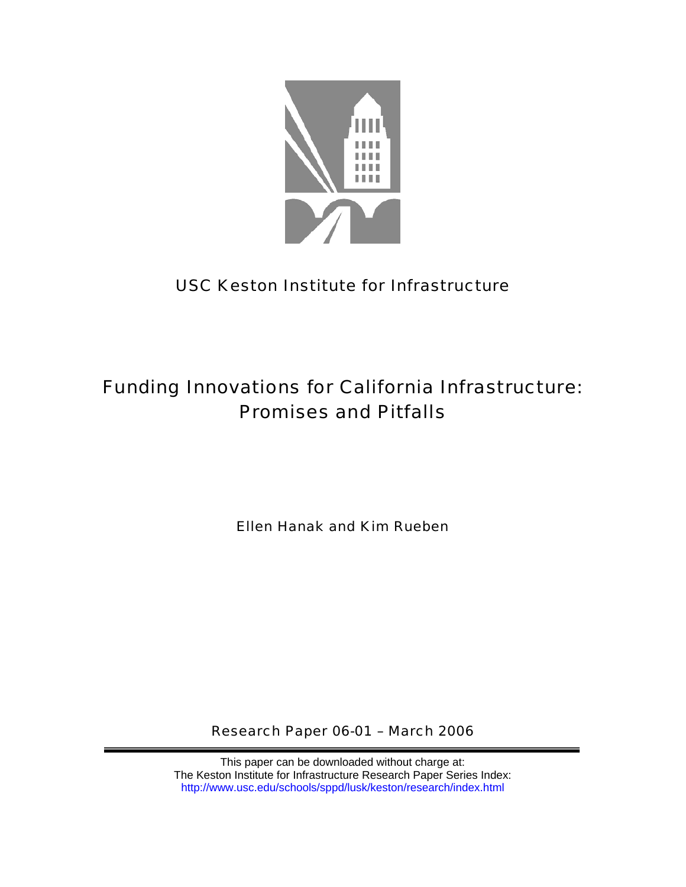USC Keston Institute for Infrastructure

# Funding Innovations for California Infrastructure: Promises and Pitfalls

Ellen Hanak and Kim Rueben

Research Paper 06-01 – March 2006

---

This paper can be downloaded without charge at:
The Keston Institute for Infrastructure Research Paper Series Index:
http://www.usc.edu/schools/sppd/lusk/keston/research/index.html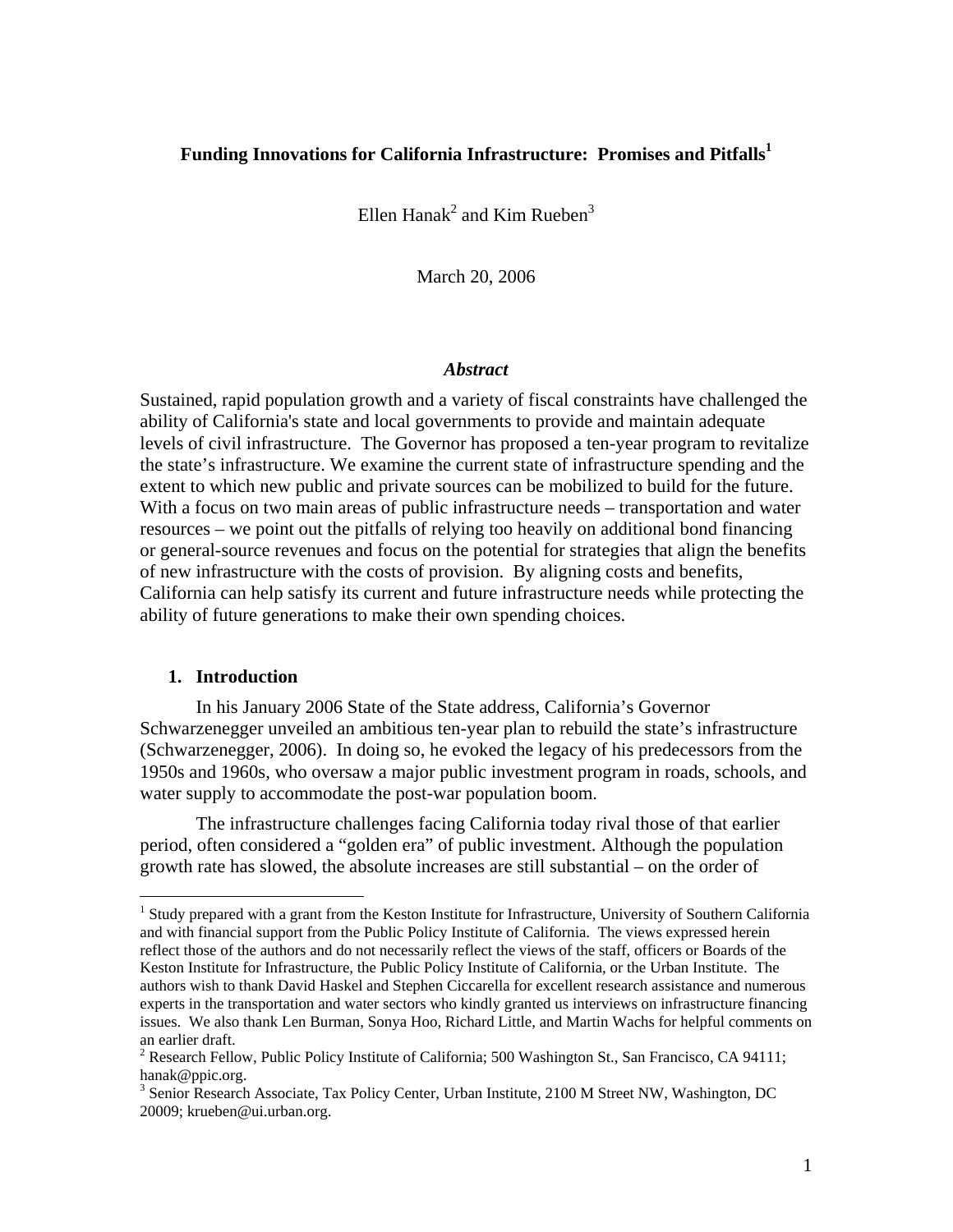**Funding Innovations for California Infrastructure: Promises and Pitfalls**[1]

Ellen Hanak[2] and Kim Rueben[3]

March 20, 2006

### *Abstract*

Sustained, rapid population growth and a variety of fiscal constraints have challenged the ability of California's state and local governments to provide and maintain adequate levels of civil infrastructure. The Governor has proposed a ten-year program to revitalize the state's infrastructure. We examine the current state of infrastructure spending and the extent to which new public and private sources can be mobilized to build for the future. With a focus on two main areas of public infrastructure needs – transportation and water resources – we point out the pitfalls of relying too heavily on additional bond financing or general-source revenues and focus on the potential for strategies that align the benefits of new infrastructure with the costs of provision. By aligning costs and benefits, California can help satisfy its current and future infrastructure needs while protecting the ability of future generations to make their own spending choices.

## 1. Introduction

In his January 2006 State of the State address, California's Governor Schwarzenegger unveiled an ambitious ten-year plan to rebuild the state's infrastructure (Schwarzenegger, 2006). In doing so, he evoked the legacy of his predecessors from the 1950s and 1960s, who oversaw a major public investment program in roads, schools, and water supply to accommodate the post-war population boom.

The infrastructure challenges facing California today rival those of that earlier period, often considered a "golden era" of public investment. Although the population growth rate has slowed, the absolute increases are still substantial – on the order of

---

[1] Study prepared with a grant from the Keston Institute for Infrastructure, University of Southern California and with financial support from the Public Policy Institute of California. The views expressed herein reflect those of the authors and do not necessarily reflect the views of the staff, officers or Boards of the Keston Institute for Infrastructure, the Public Policy Institute of California, or the Urban Institute. The authors wish to thank David Haskel and Stephen Ciccarella for excellent research assistance and numerous experts in the transportation and water sectors who kindly granted us interviews on infrastructure financing issues. We also thank Len Burman, Sonya Hoo, Richard Little, and Martin Wachs for helpful comments on an earlier draft.

[2] Research Fellow, Public Policy Institute of California; 500 Washington St., San Francisco, CA 94111; hanak@ppic.org.

[3] Senior Research Associate, Tax Policy Center, Urban Institute, 2100 M Street NW, Washington, DC 20009; krueben@ui.urban.org.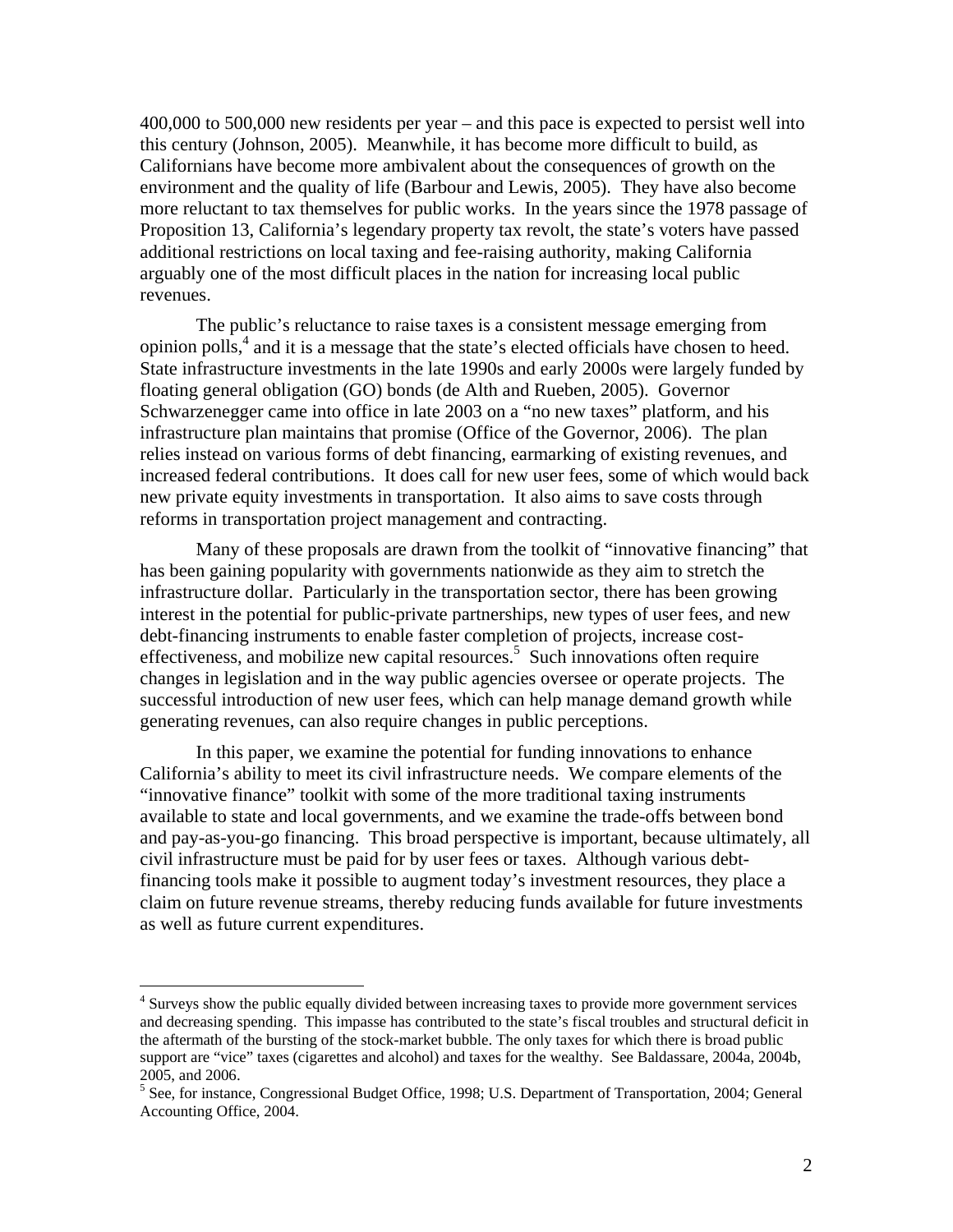400,000 to 500,000 new residents per year – and this pace is expected to persist well into this century (Johnson, 2005). Meanwhile, it has become more difficult to build, as Californians have become more ambivalent about the consequences of growth on the environment and the quality of life (Barbour and Lewis, 2005). They have also become more reluctant to tax themselves for public works. In the years since the 1978 passage of Proposition 13, California's legendary property tax revolt, the state's voters have passed additional restrictions on local taxing and fee-raising authority, making California arguably one of the most difficult places in the nation for increasing local public revenues.

The public's reluctance to raise taxes is a consistent message emerging from opinion polls,[4] and it is a message that the state's elected officials have chosen to heed. State infrastructure investments in the late 1990s and early 2000s were largely funded by floating general obligation (GO) bonds (de Alth and Rueben, 2005). Governor Schwarzenegger came into office in late 2003 on a "no new taxes" platform, and his infrastructure plan maintains that promise (Office of the Governor, 2006). The plan relies instead on various forms of debt financing, earmarking of existing revenues, and increased federal contributions. It does call for new user fees, some of which would back new private equity investments in transportation. It also aims to save costs through reforms in transportation project management and contracting.

Many of these proposals are drawn from the toolkit of "innovative financing" that has been gaining popularity with governments nationwide as they aim to stretch the infrastructure dollar. Particularly in the transportation sector, there has been growing interest in the potential for public-private partnerships, new types of user fees, and new debt-financing instruments to enable faster completion of projects, increase cost-effectiveness, and mobilize new capital resources.[5] Such innovations often require changes in legislation and in the way public agencies oversee or operate projects. The successful introduction of new user fees, which can help manage demand growth while generating revenues, can also require changes in public perceptions.

In this paper, we examine the potential for funding innovations to enhance California's ability to meet its civil infrastructure needs. We compare elements of the "innovative finance" toolkit with some of the more traditional taxing instruments available to state and local governments, and we examine the trade-offs between bond and pay-as-you-go financing. This broad perspective is important, because ultimately, all civil infrastructure must be paid for by user fees or taxes. Although various debt-financing tools make it possible to augment today's investment resources, they place a claim on future revenue streams, thereby reducing funds available for future investments as well as future current expenditures.

---

[4] Surveys show the public equally divided between increasing taxes to provide more government services and decreasing spending. This impasse has contributed to the state's fiscal troubles and structural deficit in the aftermath of the bursting of the stock-market bubble. The only taxes for which there is broad public support are "vice" taxes (cigarettes and alcohol) and taxes for the wealthy. See Baldassare, 2004a, 2004b, 2005, and 2006.

[5] See, for instance, Congressional Budget Office, 1998; U.S. Department of Transportation, 2004; General Accounting Office, 2004.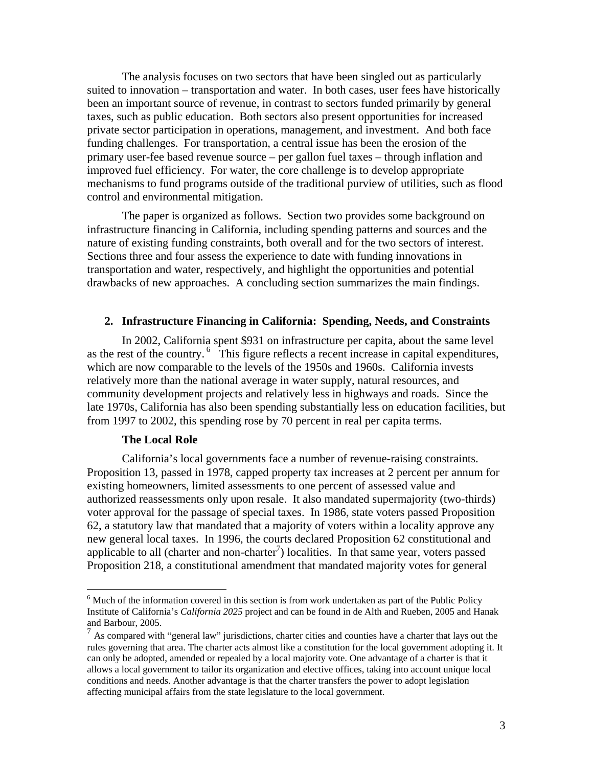The analysis focuses on two sectors that have been singled out as particularly suited to innovation – transportation and water. In both cases, user fees have historically been an important source of revenue, in contrast to sectors funded primarily by general taxes, such as public education. Both sectors also present opportunities for increased private sector participation in operations, management, and investment. And both face funding challenges. For transportation, a central issue has been the erosion of the primary user-fee based revenue source – per gallon fuel taxes – through inflation and improved fuel efficiency. For water, the core challenge is to develop appropriate mechanisms to fund programs outside of the traditional purview of utilities, such as flood control and environmental mitigation.

The paper is organized as follows. Section two provides some background on infrastructure financing in California, including spending patterns and sources and the nature of existing funding constraints, both overall and for the two sectors of interest. Sections three and four assess the experience to date with funding innovations in transportation and water, respectively, and highlight the opportunities and potential drawbacks of new approaches. A concluding section summarizes the main findings.

## 2. Infrastructure Financing in California: Spending, Needs, and Constraints

In 2002, California spent $931 on infrastructure per capita, about the same level as the rest of the country. [6] This figure reflects a recent increase in capital expenditures, which are now comparable to the levels of the 1950s and 1960s. California invests relatively more than the national average in water supply, natural resources, and community development projects and relatively less in highways and roads. Since the late 1970s, California has also been spending substantially less on education facilities, but from 1997 to 2002, this spending rose by 70 percent in real per capita terms.

### The Local Role

California's local governments face a number of revenue-raising constraints. Proposition 13, passed in 1978, capped property tax increases at 2 percent per annum for existing homeowners, limited assessments to one percent of assessed value and authorized reassessments only upon resale. It also mandated supermajority (two-thirds) voter approval for the passage of special taxes. In 1986, state voters passed Proposition 62, a statutory law that mandated that a majority of voters within a locality approve any new general local taxes. In 1996, the courts declared Proposition 62 constitutional and applicable to all (charter and non-charter[7]) localities. In that same year, voters passed Proposition 218, a constitutional amendment that mandated majority votes for general

[6] Much of the information covered in this section is from work undertaken as part of the Public Policy Institute of California's *California 2025* project and can be found in de Alth and Rueben, 2005 and Hanak and Barbour, 2005.

[7] As compared with "general law" jurisdictions, charter cities and counties have a charter that lays out the rules governing that area. The charter acts almost like a constitution for the local government adopting it. It can only be adopted, amended or repealed by a local majority vote. One advantage of a charter is that it allows a local government to tailor its organization and elective offices, taking into account unique local conditions and needs. Another advantage is that the charter transfers the power to adopt legislation affecting municipal affairs from the state legislature to the local government.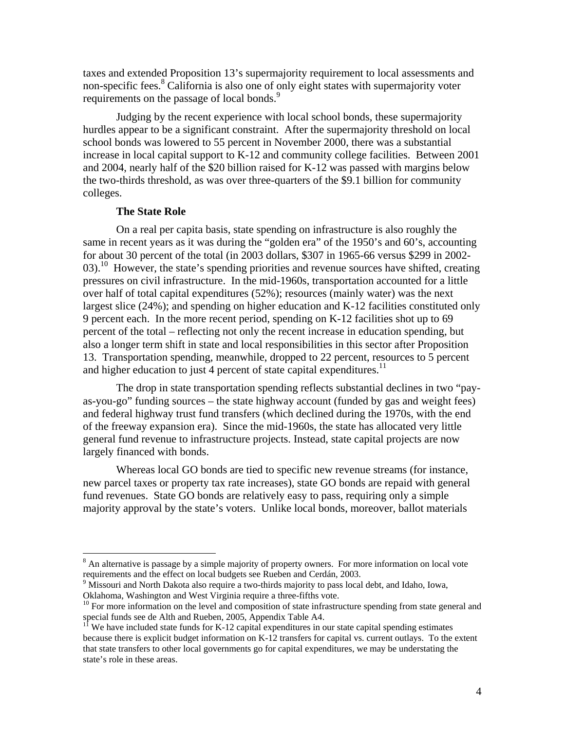taxes and extended Proposition 13's supermajority requirement to local assessments and non-specific fees.[8] California is also one of only eight states with supermajority voter requirements on the passage of local bonds.[9]

Judging by the recent experience with local school bonds, these supermajority hurdles appear to be a significant constraint. After the supermajority threshold on local school bonds was lowered to 55 percent in November 2000, there was a substantial increase in local capital support to K-12 and community college facilities. Between 2001 and 2004, nearly half of the $20 billion raised for K-12 was passed with margins below the two-thirds threshold, as was over three-quarters of the $9.1 billion for community colleges.

**The State Role**

On a real per capita basis, state spending on infrastructure is also roughly the same in recent years as it was during the "golden era" of the 1950's and 60's, accounting for about 30 percent of the total (in 2003 dollars, $307 in 1965-66 versus $299 in 2002-03).[10] However, the state's spending priorities and revenue sources have shifted, creating pressures on civil infrastructure. In the mid-1960s, transportation accounted for a little over half of total capital expenditures (52%); resources (mainly water) was the next largest slice (24%); and spending on higher education and K-12 facilities constituted only 9 percent each. In the more recent period, spending on K-12 facilities shot up to 69 percent of the total – reflecting not only the recent increase in education spending, but also a longer term shift in state and local responsibilities in this sector after Proposition 13. Transportation spending, meanwhile, dropped to 22 percent, resources to 5 percent and higher education to just 4 percent of state capital expenditures.[11]

The drop in state transportation spending reflects substantial declines in two "pay-as-you-go" funding sources – the state highway account (funded by gas and weight fees) and federal highway trust fund transfers (which declined during the 1970s, with the end of the freeway expansion era). Since the mid-1960s, the state has allocated very little general fund revenue to infrastructure projects. Instead, state capital projects are now largely financed with bonds.

Whereas local GO bonds are tied to specific new revenue streams (for instance, new parcel taxes or property tax rate increases), state GO bonds are repaid with general fund revenues. State GO bonds are relatively easy to pass, requiring only a simple majority approval by the state's voters. Unlike local bonds, moreover, ballot materials

---

[8] An alternative is passage by a simple majority of property owners. For more information on local vote requirements and the effect on local budgets see Rueben and Cerdán, 2003.

[9] Missouri and North Dakota also require a two-thirds majority to pass local debt, and Idaho, Iowa, Oklahoma, Washington and West Virginia require a three-fifths vote.

[10] For more information on the level and composition of state infrastructure spending from state general and special funds see de Alth and Rueben, 2005, Appendix Table A4.

[11] We have included state funds for K-12 capital expenditures in our state capital spending estimates because there is explicit budget information on K-12 transfers for capital vs. current outlays. To the extent that state transfers to other local governments go for capital expenditures, we may be understating the state's role in these areas.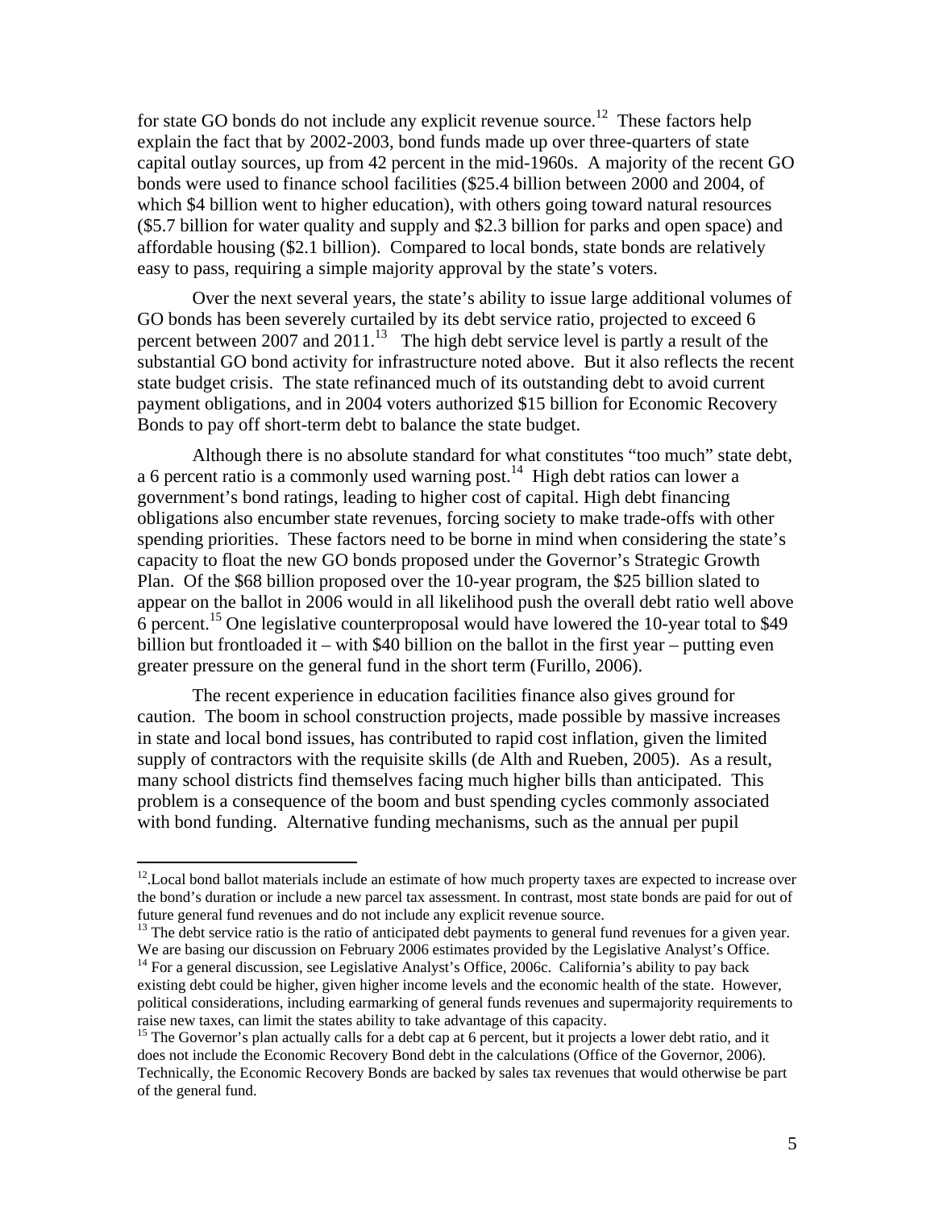for state GO bonds do not include any explicit revenue source.[12] These factors help explain the fact that by 2002-2003, bond funds made up over three-quarters of state capital outlay sources, up from 42 percent in the mid-1960s. A majority of the recent GO bonds were used to finance school facilities ($25.4 billion between 2000 and 2004, of which $4 billion went to higher education), with others going toward natural resources ($5.7 billion for water quality and supply and $2.3 billion for parks and open space) and affordable housing ($2.1 billion). Compared to local bonds, state bonds are relatively easy to pass, requiring a simple majority approval by the state's voters.

Over the next several years, the state's ability to issue large additional volumes of GO bonds has been severely curtailed by its debt service ratio, projected to exceed 6 percent between 2007 and 2011.[13] The high debt service level is partly a result of the substantial GO bond activity for infrastructure noted above. But it also reflects the recent state budget crisis. The state refinanced much of its outstanding debt to avoid current payment obligations, and in 2004 voters authorized $15 billion for Economic Recovery Bonds to pay off short-term debt to balance the state budget.

Although there is no absolute standard for what constitutes "too much" state debt, a 6 percent ratio is a commonly used warning post.[14] High debt ratios can lower a government's bond ratings, leading to higher cost of capital. High debt financing obligations also encumber state revenues, forcing society to make trade-offs with other spending priorities. These factors need to be borne in mind when considering the state's capacity to float the new GO bonds proposed under the Governor's Strategic Growth Plan. Of the $68 billion proposed over the 10-year program, the $25 billion slated to appear on the ballot in 2006 would in all likelihood push the overall debt ratio well above 6 percent.[15] One legislative counterproposal would have lowered the 10-year total to $49 billion but frontloaded it – with $40 billion on the ballot in the first year – putting even greater pressure on the general fund in the short term (Furillo, 2006).

The recent experience in education facilities finance also gives ground for caution. The boom in school construction projects, made possible by massive increases in state and local bond issues, has contributed to rapid cost inflation, given the limited supply of contractors with the requisite skills (de Alth and Rueben, 2005). As a result, many school districts find themselves facing much higher bills than anticipated. This problem is a consequence of the boom and bust spending cycles commonly associated with bond funding. Alternative funding mechanisms, such as the annual per pupil

---

[12] Local bond ballot materials include an estimate of how much property taxes are expected to increase over the bond's duration or include a new parcel tax assessment. In contrast, most state bonds are paid for out of future general fund revenues and do not include any explicit revenue source.

[13] The debt service ratio is the ratio of anticipated debt payments to general fund revenues for a given year. We are basing our discussion on February 2006 estimates provided by the Legislative Analyst's Office.

[14] For a general discussion, see Legislative Analyst's Office, 2006c. California's ability to pay back existing debt could be higher, given higher income levels and the economic health of the state. However, political considerations, including earmarking of general funds revenues and supermajority requirements to raise new taxes, can limit the states ability to take advantage of this capacity.

[15] The Governor's plan actually calls for a debt cap at 6 percent, but it projects a lower debt ratio, and it does not include the Economic Recovery Bond debt in the calculations (Office of the Governor, 2006). Technically, the Economic Recovery Bonds are backed by sales tax revenues that would otherwise be part of the general fund.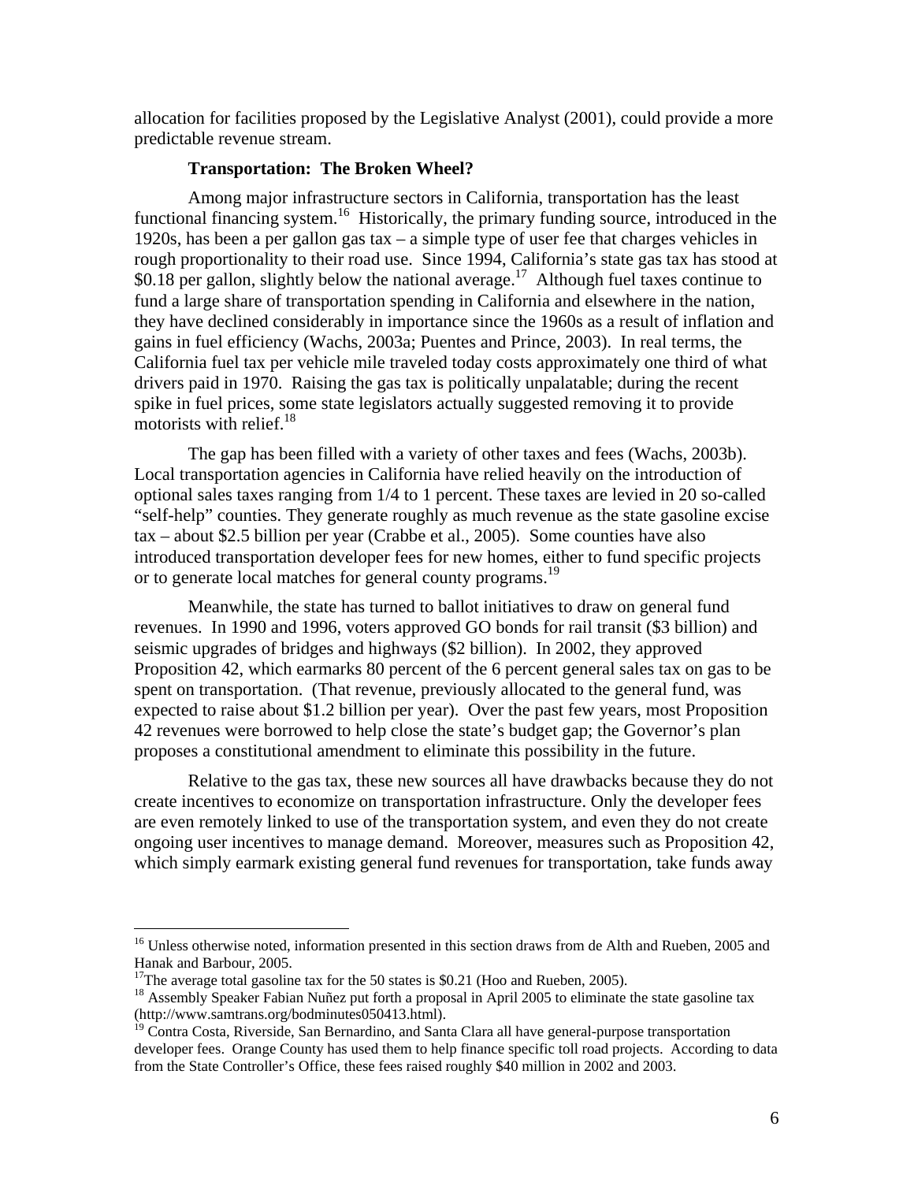allocation for facilities proposed by the Legislative Analyst (2001), could provide a more predictable revenue stream.

**Transportation: The Broken Wheel?**

Among major infrastructure sectors in California, transportation has the least functional financing system.[16] Historically, the primary funding source, introduced in the 1920s, has been a per gallon gas tax – a simple type of user fee that charges vehicles in rough proportionality to their road use. Since 1994, California's state gas tax has stood at $0.18 per gallon, slightly below the national average.[17] Although fuel taxes continue to fund a large share of transportation spending in California and elsewhere in the nation, they have declined considerably in importance since the 1960s as a result of inflation and gains in fuel efficiency (Wachs, 2003a; Puentes and Prince, 2003). In real terms, the California fuel tax per vehicle mile traveled today costs approximately one third of what drivers paid in 1970. Raising the gas tax is politically unpalatable; during the recent spike in fuel prices, some state legislators actually suggested removing it to provide motorists with relief.[18]

The gap has been filled with a variety of other taxes and fees (Wachs, 2003b). Local transportation agencies in California have relied heavily on the introduction of optional sales taxes ranging from 1/4 to 1 percent. These taxes are levied in 20 so-called "self-help" counties. They generate roughly as much revenue as the state gasoline excise tax – about $2.5 billion per year (Crabbe et al., 2005). Some counties have also introduced transportation developer fees for new homes, either to fund specific projects or to generate local matches for general county programs.[19]

Meanwhile, the state has turned to ballot initiatives to draw on general fund revenues. In 1990 and 1996, voters approved GO bonds for rail transit ($3 billion) and seismic upgrades of bridges and highways ($2 billion). In 2002, they approved Proposition 42, which earmarks 80 percent of the 6 percent general sales tax on gas to be spent on transportation. (That revenue, previously allocated to the general fund, was expected to raise about $1.2 billion per year). Over the past few years, most Proposition 42 revenues were borrowed to help close the state's budget gap; the Governor's plan proposes a constitutional amendment to eliminate this possibility in the future.

Relative to the gas tax, these new sources all have drawbacks because they do not create incentives to economize on transportation infrastructure. Only the developer fees are even remotely linked to use of the transportation system, and even they do not create ongoing user incentives to manage demand. Moreover, measures such as Proposition 42, which simply earmark existing general fund revenues for transportation, take funds away

---

[16] Unless otherwise noted, information presented in this section draws from de Alth and Rueben, 2005 and Hanak and Barbour, 2005.

[17] The average total gasoline tax for the 50 states is $0.21 (Hoo and Rueben, 2005).

[18] Assembly Speaker Fabian Nuñez put forth a proposal in April 2005 to eliminate the state gasoline tax (http://www.samtrans.org/bodminutes050413.html).

[19] Contra Costa, Riverside, San Bernardino, and Santa Clara all have general-purpose transportation developer fees. Orange County has used them to help finance specific toll road projects. According to data from the State Controller's Office, these fees raised roughly $40 million in 2002 and 2003.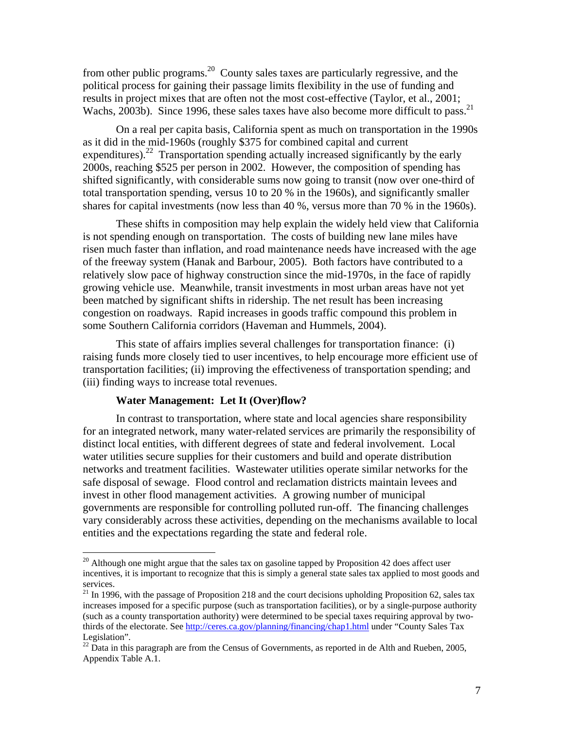from other public programs.[20] County sales taxes are particularly regressive, and the political process for gaining their passage limits flexibility in the use of funding and results in project mixes that are often not the most cost-effective (Taylor, et al., 2001; Wachs, 2003b). Since 1996, these sales taxes have also become more difficult to pass.[21]

On a real per capita basis, California spent as much on transportation in the 1990s as it did in the mid-1960s (roughly $375 for combined capital and current expenditures).[22] Transportation spending actually increased significantly by the early 2000s, reaching $525 per person in 2002. However, the composition of spending has shifted significantly, with considerable sums now going to transit (now over one-third of total transportation spending, versus 10 to 20 % in the 1960s), and significantly smaller shares for capital investments (now less than 40 %, versus more than 70 % in the 1960s).

These shifts in composition may help explain the widely held view that California is not spending enough on transportation. The costs of building new lane miles have risen much faster than inflation, and road maintenance needs have increased with the age of the freeway system (Hanak and Barbour, 2005). Both factors have contributed to a relatively slow pace of highway construction since the mid-1970s, in the face of rapidly growing vehicle use. Meanwhile, transit investments in most urban areas have not yet been matched by significant shifts in ridership. The net result has been increasing congestion on roadways. Rapid increases in goods traffic compound this problem in some Southern California corridors (Haveman and Hummels, 2004).

This state of affairs implies several challenges for transportation finance: (i) raising funds more closely tied to user incentives, to help encourage more efficient use of transportation facilities; (ii) improving the effectiveness of transportation spending; and (iii) finding ways to increase total revenues.

**Water Management: Let It (Over)flow?**

In contrast to transportation, where state and local agencies share responsibility for an integrated network, many water-related services are primarily the responsibility of distinct local entities, with different degrees of state and federal involvement. Local water utilities secure supplies for their customers and build and operate distribution networks and treatment facilities. Wastewater utilities operate similar networks for the safe disposal of sewage. Flood control and reclamation districts maintain levees and invest in other flood management activities. A growing number of municipal governments are responsible for controlling polluted run-off. The financing challenges vary considerably across these activities, depending on the mechanisms available to local entities and the expectations regarding the state and federal role.

---

[20] Although one might argue that the sales tax on gasoline tapped by Proposition 42 does affect user incentives, it is important to recognize that this is simply a general state sales tax applied to most goods and services.

[21] In 1996, with the passage of Proposition 218 and the court decisions upholding Proposition 62, sales tax increases imposed for a specific purpose (such as transportation facilities), or by a single-purpose authority (such as a county transportation authority) were determined to be special taxes requiring approval by two-thirds of the electorate. See http://ceres.ca.gov/planning/financing/chap1.html under "County Sales Tax Legislation".

[22] Data in this paragraph are from the Census of Governments, as reported in de Alth and Rueben, 2005, Appendix Table A.1.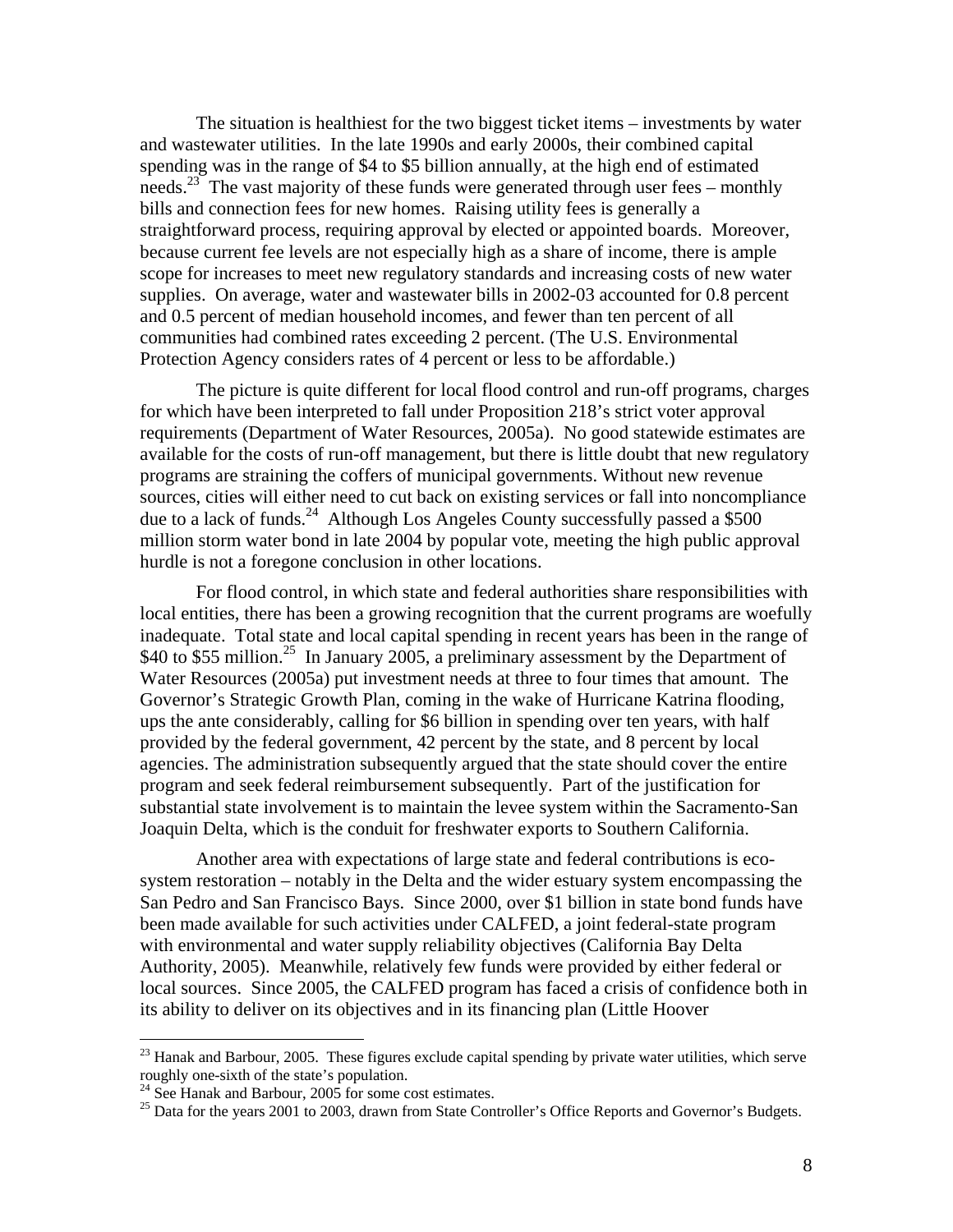The situation is healthiest for the two biggest ticket items – investments by water and wastewater utilities. In the late 1990s and early 2000s, their combined capital spending was in the range of $4 to $5 billion annually, at the high end of estimated needs.[23] The vast majority of these funds were generated through user fees – monthly bills and connection fees for new homes. Raising utility fees is generally a straightforward process, requiring approval by elected or appointed boards. Moreover, because current fee levels are not especially high as a share of income, there is ample scope for increases to meet new regulatory standards and increasing costs of new water supplies. On average, water and wastewater bills in 2002-03 accounted for 0.8 percent and 0.5 percent of median household incomes, and fewer than ten percent of all communities had combined rates exceeding 2 percent. (The U.S. Environmental Protection Agency considers rates of 4 percent or less to be affordable.)

The picture is quite different for local flood control and run-off programs, charges for which have been interpreted to fall under Proposition 218's strict voter approval requirements (Department of Water Resources, 2005a). No good statewide estimates are available for the costs of run-off management, but there is little doubt that new regulatory programs are straining the coffers of municipal governments. Without new revenue sources, cities will either need to cut back on existing services or fall into noncompliance due to a lack of funds.[24] Although Los Angeles County successfully passed a $500 million storm water bond in late 2004 by popular vote, meeting the high public approval hurdle is not a foregone conclusion in other locations.

For flood control, in which state and federal authorities share responsibilities with local entities, there has been a growing recognition that the current programs are woefully inadequate. Total state and local capital spending in recent years has been in the range of $40 to $55 million.[25] In January 2005, a preliminary assessment by the Department of Water Resources (2005a) put investment needs at three to four times that amount. The Governor's Strategic Growth Plan, coming in the wake of Hurricane Katrina flooding, ups the ante considerably, calling for $6 billion in spending over ten years, with half provided by the federal government, 42 percent by the state, and 8 percent by local agencies. The administration subsequently argued that the state should cover the entire program and seek federal reimbursement subsequently. Part of the justification for substantial state involvement is to maintain the levee system within the Sacramento-San Joaquin Delta, which is the conduit for freshwater exports to Southern California.

Another area with expectations of large state and federal contributions is eco-system restoration – notably in the Delta and the wider estuary system encompassing the San Pedro and San Francisco Bays. Since 2000, over $1 billion in state bond funds have been made available for such activities under CALFED, a joint federal-state program with environmental and water supply reliability objectives (California Bay Delta Authority, 2005). Meanwhile, relatively few funds were provided by either federal or local sources. Since 2005, the CALFED program has faced a crisis of confidence both in its ability to deliver on its objectives and in its financing plan (Little Hoover

---

[23] Hanak and Barbour, 2005. These figures exclude capital spending by private water utilities, which serve roughly one-sixth of the state's population.

[24] See Hanak and Barbour, 2005 for some cost estimates.

[25] Data for the years 2001 to 2003, drawn from State Controller's Office Reports and Governor's Budgets.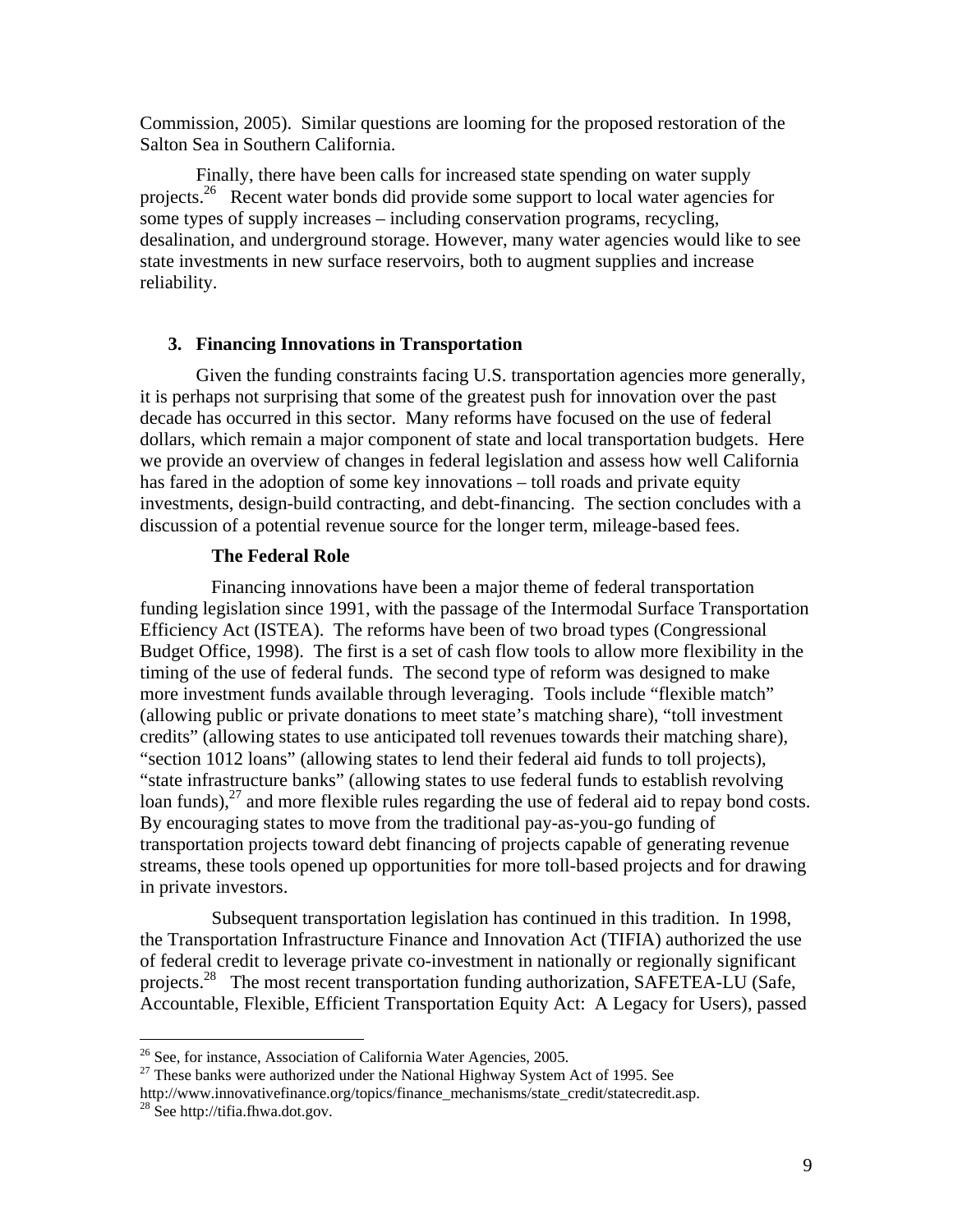Commission, 2005). Similar questions are looming for the proposed restoration of the Salton Sea in Southern California.

Finally, there have been calls for increased state spending on water supply projects.[26] Recent water bonds did provide some support to local water agencies for some types of supply increases – including conservation programs, recycling, desalination, and underground storage. However, many water agencies would like to see state investments in new surface reservoirs, both to augment supplies and increase reliability.

## 3. Financing Innovations in Transportation

Given the funding constraints facing U.S. transportation agencies more generally, it is perhaps not surprising that some of the greatest push for innovation over the past decade has occurred in this sector. Many reforms have focused on the use of federal dollars, which remain a major component of state and local transportation budgets. Here we provide an overview of changes in federal legislation and assess how well California has fared in the adoption of some key innovations – toll roads and private equity investments, design-build contracting, and debt-financing. The section concludes with a discussion of a potential revenue source for the longer term, mileage-based fees.

### The Federal Role

Financing innovations have been a major theme of federal transportation funding legislation since 1991, with the passage of the Intermodal Surface Transportation Efficiency Act (ISTEA). The reforms have been of two broad types (Congressional Budget Office, 1998). The first is a set of cash flow tools to allow more flexibility in the timing of the use of federal funds. The second type of reform was designed to make more investment funds available through leveraging. Tools include "flexible match" (allowing public or private donations to meet state's matching share), "toll investment credits" (allowing states to use anticipated toll revenues towards their matching share), "section 1012 loans" (allowing states to lend their federal aid funds to toll projects), "state infrastructure banks" (allowing states to use federal funds to establish revolving loan funds),[27] and more flexible rules regarding the use of federal aid to repay bond costs. By encouraging states to move from the traditional pay-as-you-go funding of transportation projects toward debt financing of projects capable of generating revenue streams, these tools opened up opportunities for more toll-based projects and for drawing in private investors.

Subsequent transportation legislation has continued in this tradition. In 1998, the Transportation Infrastructure Finance and Innovation Act (TIFIA) authorized the use of federal credit to leverage private co-investment in nationally or regionally significant projects.[28] The most recent transportation funding authorization, SAFETEA-LU (Safe, Accountable, Flexible, Efficient Transportation Equity Act: A Legacy for Users), passed

---

[26] See, for instance, Association of California Water Agencies, 2005.

[27] These banks were authorized under the National Highway System Act of 1995. See http://www.innovativefinance.org/topics/finance_mechanisms/state_credit/statecredit.asp.

[28] See http://tifia.fhwa.dot.gov.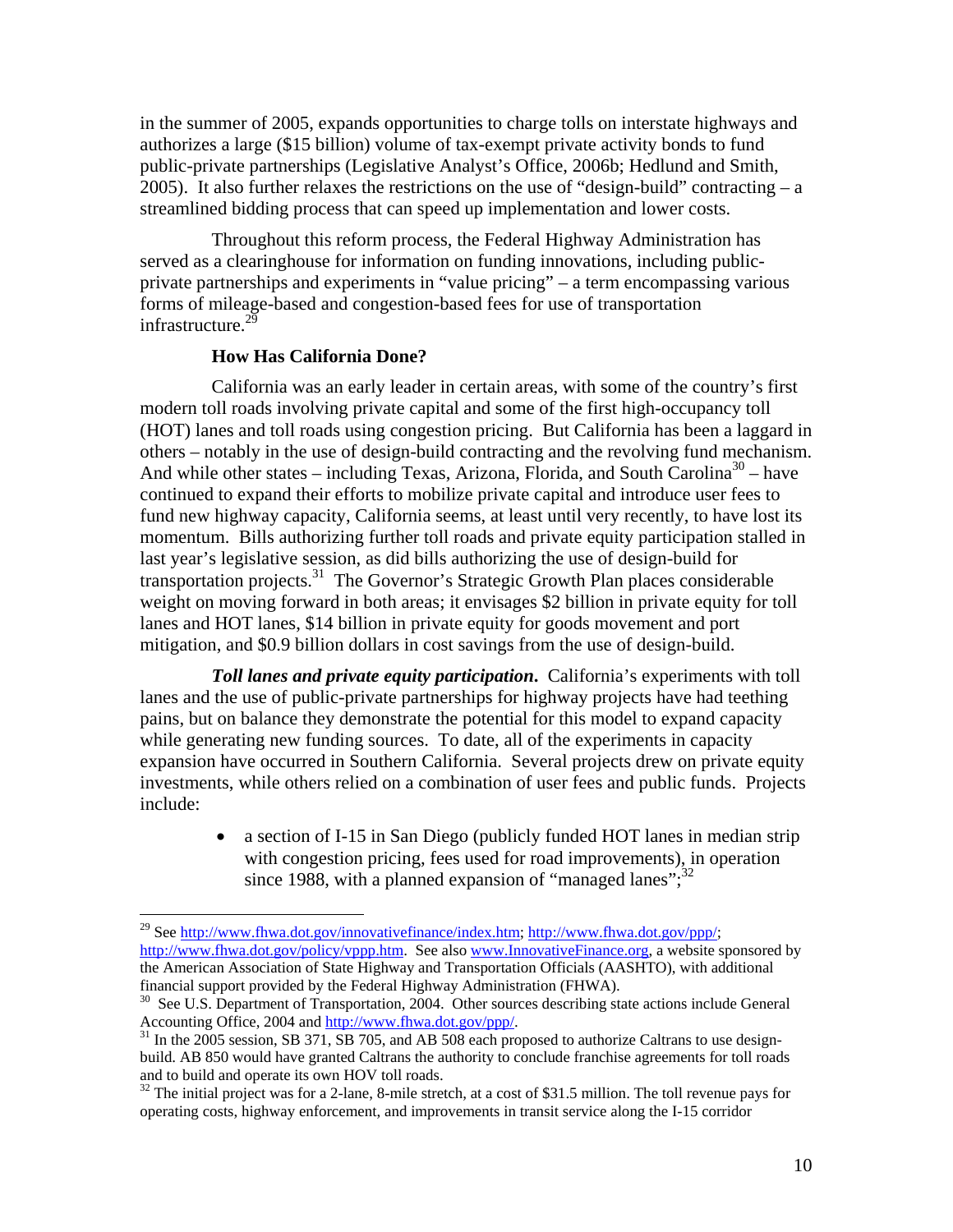in the summer of 2005, expands opportunities to charge tolls on interstate highways and authorizes a large ($15 billion) volume of tax-exempt private activity bonds to fund public-private partnerships (Legislative Analyst's Office, 2006b; Hedlund and Smith, 2005). It also further relaxes the restrictions on the use of "design-build" contracting – a streamlined bidding process that can speed up implementation and lower costs.

Throughout this reform process, the Federal Highway Administration has served as a clearinghouse for information on funding innovations, including public-private partnerships and experiments in "value pricing" – a term encompassing various forms of mileage-based and congestion-based fees for use of transportation infrastructure.[29]

### How Has California Done?

California was an early leader in certain areas, with some of the country's first modern toll roads involving private capital and some of the first high-occupancy toll (HOT) lanes and toll roads using congestion pricing. But California has been a laggard in others – notably in the use of design-build contracting and the revolving fund mechanism. And while other states – including Texas, Arizona, Florida, and South Carolina[30] – have continued to expand their efforts to mobilize private capital and introduce user fees to fund new highway capacity, California seems, at least until very recently, to have lost its momentum. Bills authorizing further toll roads and private equity participation stalled in last year's legislative session, as did bills authorizing the use of design-build for transportation projects.[31] The Governor's Strategic Growth Plan places considerable weight on moving forward in both areas; it envisages $2 billion in private equity for toll lanes and HOT lanes, $14 billion in private equity for goods movement and port mitigation, and $0.9 billion dollars in cost savings from the use of design-build.

***Toll lanes and private equity participation.*** California's experiments with toll lanes and the use of public-private partnerships for highway projects have had teething pains, but on balance they demonstrate the potential for this model to expand capacity while generating new funding sources. To date, all of the experiments in capacity expansion have occurred in Southern California. Several projects drew on private equity investments, while others relied on a combination of user fees and public funds. Projects include:

- a section of I-15 in San Diego (publicly funded HOT lanes in median strip with congestion pricing, fees used for road improvements), in operation since 1988, with a planned expansion of "managed lanes";[32]

---

[29] See http://www.fhwa.dot.gov/innovativefinance/index.htm; http://www.fhwa.dot.gov/ppp/; http://www.fhwa.dot.gov/policy/vppp.htm. See also www.InnovativeFinance.org, a website sponsored by the American Association of State Highway and Transportation Officials (AASHTO), with additional financial support provided by the Federal Highway Administration (FHWA).

[30] See U.S. Department of Transportation, 2004. Other sources describing state actions include General Accounting Office, 2004 and http://www.fhwa.dot.gov/ppp/.

[31] In the 2005 session, SB 371, SB 705, and AB 508 each proposed to authorize Caltrans to use design-build. AB 850 would have granted Caltrans the authority to conclude franchise agreements for toll roads and to build and operate its own HOV toll roads.

[32] The initial project was for a 2-lane, 8-mile stretch, at a cost of $31.5 million. The toll revenue pays for operating costs, highway enforcement, and improvements in transit service along the I-15 corridor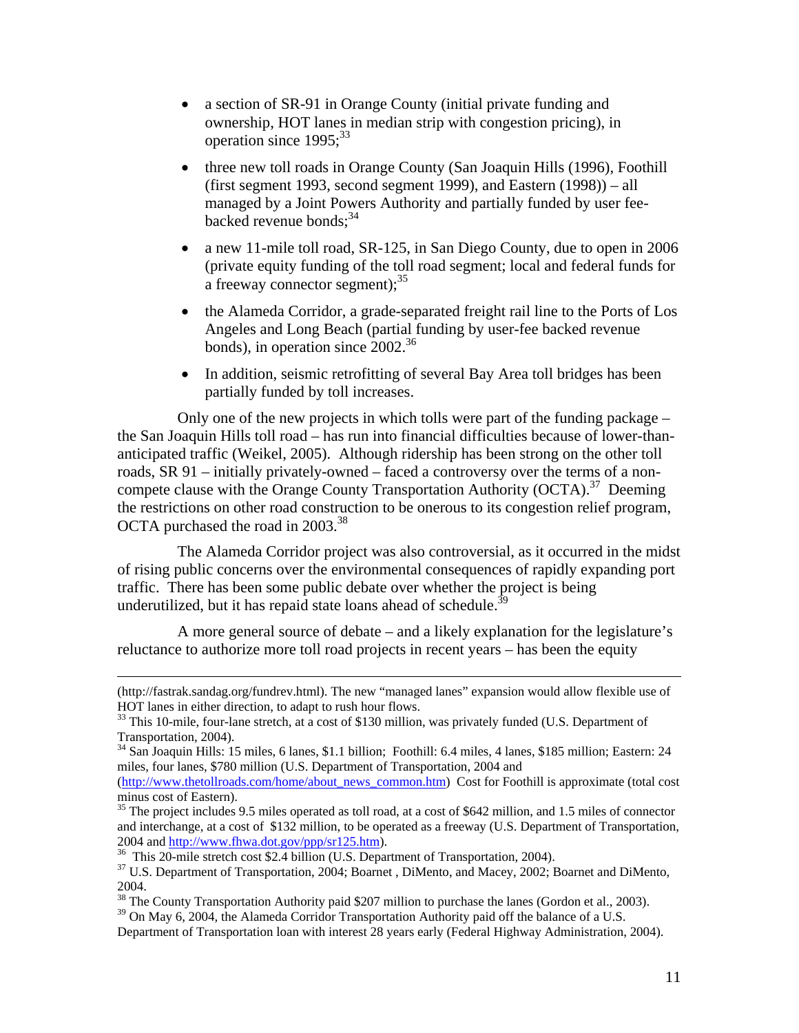- a section of SR-91 in Orange County (initial private funding and ownership, HOT lanes in median strip with congestion pricing), in operation since 1995;[33]
- three new toll roads in Orange County (San Joaquin Hills (1996), Foothill (first segment 1993, second segment 1999), and Eastern (1998)) – all managed by a Joint Powers Authority and partially funded by user fee-backed revenue bonds;[34]
- a new 11-mile toll road, SR-125, in San Diego County, due to open in 2006 (private equity funding of the toll road segment; local and federal funds for a freeway connector segment);[35]
- the Alameda Corridor, a grade-separated freight rail line to the Ports of Los Angeles and Long Beach (partial funding by user-fee backed revenue bonds), in operation since 2002.[36]
- In addition, seismic retrofitting of several Bay Area toll bridges has been partially funded by toll increases.

Only one of the new projects in which tolls were part of the funding package – the San Joaquin Hills toll road – has run into financial difficulties because of lower-than-anticipated traffic (Weikel, 2005). Although ridership has been strong on the other toll roads, SR 91 – initially privately-owned – faced a controversy over the terms of a non-compete clause with the Orange County Transportation Authority (OCTA).[37] Deeming the restrictions on other road construction to be onerous to its congestion relief program, OCTA purchased the road in 2003.[38]

The Alameda Corridor project was also controversial, as it occurred in the midst of rising public concerns over the environmental consequences of rapidly expanding port traffic. There has been some public debate over whether the project is being underutilized, but it has repaid state loans ahead of schedule.[39]

A more general source of debate – and a likely explanation for the legislature's reluctance to authorize more toll road projects in recent years – has been the equity

---

(http://fastrak.sandag.org/fundrev.html). The new "managed lanes" expansion would allow flexible use of HOT lanes in either direction, to adapt to rush hour flows.

[33] This 10-mile, four-lane stretch, at a cost of $130 million, was privately funded (U.S. Department of Transportation, 2004).

[34] San Joaquin Hills: 15 miles, 6 lanes, $1.1 billion; Foothill: 6.4 miles, 4 lanes, $185 million; Eastern: 24 miles, four lanes, $780 million (U.S. Department of Transportation, 2004 and (http://www.thetollroads.com/home/about_news_common.htm) Cost for Foothill is approximate (total cost minus cost of Eastern).

[35] The project includes 9.5 miles operated as toll road, at a cost of $642 million, and 1.5 miles of connector and interchange, at a cost of $132 million, to be operated as a freeway (U.S. Department of Transportation, 2004 and http://www.fhwa.dot.gov/ppp/sr125.htm).

[36] This 20-mile stretch cost $2.4 billion (U.S. Department of Transportation, 2004).

[37] U.S. Department of Transportation, 2004; Boarnet , DiMento, and Macey, 2002; Boarnet and DiMento, 2004.

[38] The County Transportation Authority paid $207 million to purchase the lanes (Gordon et al., 2003).

[39] On May 6, 2004, the Alameda Corridor Transportation Authority paid off the balance of a U.S. Department of Transportation loan with interest 28 years early (Federal Highway Administration, 2004).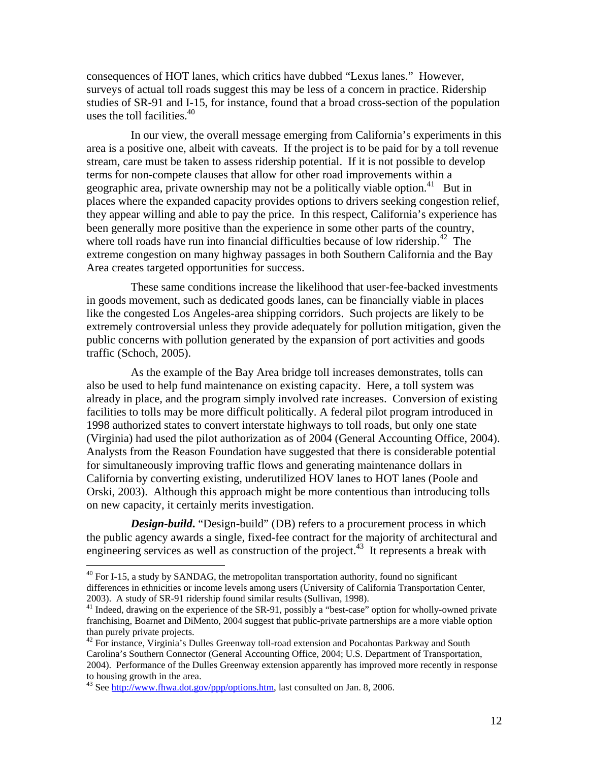consequences of HOT lanes, which critics have dubbed "Lexus lanes." However, surveys of actual toll roads suggest this may be less of a concern in practice. Ridership studies of SR-91 and I-15, for instance, found that a broad cross-section of the population uses the toll facilities.[40]

In our view, the overall message emerging from California's experiments in this area is a positive one, albeit with caveats. If the project is to be paid for by a toll revenue stream, care must be taken to assess ridership potential. If it is not possible to develop terms for non-compete clauses that allow for other road improvements within a geographic area, private ownership may not be a politically viable option.[41] But in places where the expanded capacity provides options to drivers seeking congestion relief, they appear willing and able to pay the price. In this respect, California's experience has been generally more positive than the experience in some other parts of the country, where toll roads have run into financial difficulties because of low ridership.[42] The extreme congestion on many highway passages in both Southern California and the Bay Area creates targeted opportunities for success.

These same conditions increase the likelihood that user-fee-backed investments in goods movement, such as dedicated goods lanes, can be financially viable in places like the congested Los Angeles-area shipping corridors. Such projects are likely to be extremely controversial unless they provide adequately for pollution mitigation, given the public concerns with pollution generated by the expansion of port activities and goods traffic (Schoch, 2005).

As the example of the Bay Area bridge toll increases demonstrates, tolls can also be used to help fund maintenance on existing capacity. Here, a toll system was already in place, and the program simply involved rate increases. Conversion of existing facilities to tolls may be more difficult politically. A federal pilot program introduced in 1998 authorized states to convert interstate highways to toll roads, but only one state (Virginia) had used the pilot authorization as of 2004 (General Accounting Office, 2004). Analysts from the Reason Foundation have suggested that there is considerable potential for simultaneously improving traffic flows and generating maintenance dollars in California by converting existing, underutilized HOV lanes to HOT lanes (Poole and Orski, 2003). Although this approach might be more contentious than introducing tolls on new capacity, it certainly merits investigation.

***Design-build.*** "Design-build" (DB) refers to a procurement process in which the public agency awards a single, fixed-fee contract for the majority of architectural and engineering services as well as construction of the project.[43] It represents a break with

---

[40] For I-15, a study by SANDAG, the metropolitan transportation authority, found no significant differences in ethnicities or income levels among users (University of California Transportation Center, 2003). A study of SR-91 ridership found similar results (Sullivan, 1998).

[41] Indeed, drawing on the experience of the SR-91, possibly a "best-case" option for wholly-owned private franchising, Boarnet and DiMento, 2004 suggest that public-private partnerships are a more viable option than purely private projects.

[42] For instance, Virginia's Dulles Greenway toll-road extension and Pocahontas Parkway and South Carolina's Southern Connector (General Accounting Office, 2004; U.S. Department of Transportation, 2004). Performance of the Dulles Greenway extension apparently has improved more recently in response to housing growth in the area.

[43] See http://www.fhwa.dot.gov/ppp/options.htm, last consulted on Jan. 8, 2006.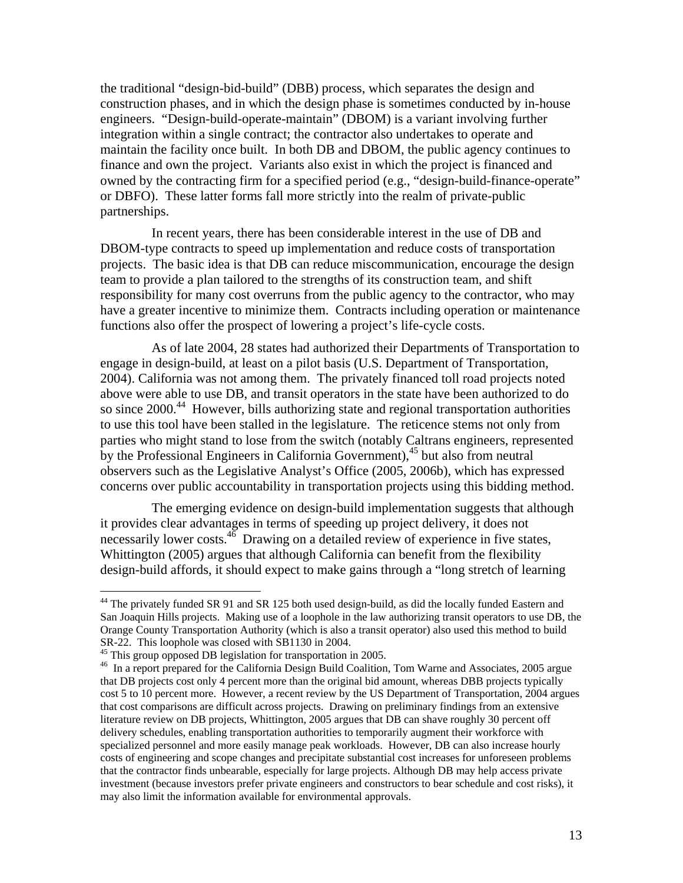the traditional "design-bid-build" (DBB) process, which separates the design and construction phases, and in which the design phase is sometimes conducted by in-house engineers. "Design-build-operate-maintain" (DBOM) is a variant involving further integration within a single contract; the contractor also undertakes to operate and maintain the facility once built. In both DB and DBOM, the public agency continues to finance and own the project. Variants also exist in which the project is financed and owned by the contracting firm for a specified period (e.g., "design-build-finance-operate" or DBFO). These latter forms fall more strictly into the realm of private-public partnerships.

In recent years, there has been considerable interest in the use of DB and DBOM-type contracts to speed up implementation and reduce costs of transportation projects. The basic idea is that DB can reduce miscommunication, encourage the design team to provide a plan tailored to the strengths of its construction team, and shift responsibility for many cost overruns from the public agency to the contractor, who may have a greater incentive to minimize them. Contracts including operation or maintenance functions also offer the prospect of lowering a project's life-cycle costs.

As of late 2004, 28 states had authorized their Departments of Transportation to engage in design-build, at least on a pilot basis (U.S. Department of Transportation, 2004). California was not among them. The privately financed toll road projects noted above were able to use DB, and transit operators in the state have been authorized to do so since 2000.[44] However, bills authorizing state and regional transportation authorities to use this tool have been stalled in the legislature. The reticence stems not only from parties who might stand to lose from the switch (notably Caltrans engineers, represented by the Professional Engineers in California Government),[45] but also from neutral observers such as the Legislative Analyst's Office (2005, 2006b), which has expressed concerns over public accountability in transportation projects using this bidding method.

The emerging evidence on design-build implementation suggests that although it provides clear advantages in terms of speeding up project delivery, it does not necessarily lower costs.[46] Drawing on a detailed review of experience in five states, Whittington (2005) argues that although California can benefit from the flexibility design-build affords, it should expect to make gains through a "long stretch of learning

---

[44] The privately funded SR 91 and SR 125 both used design-build, as did the locally funded Eastern and San Joaquin Hills projects. Making use of a loophole in the law authorizing transit operators to use DB, the Orange County Transportation Authority (which is also a transit operator) also used this method to build SR-22. This loophole was closed with SB1130 in 2004.

[45] This group opposed DB legislation for transportation in 2005.

[46] In a report prepared for the California Design Build Coalition, Tom Warne and Associates, 2005 argue that DB projects cost only 4 percent more than the original bid amount, whereas DBB projects typically cost 5 to 10 percent more. However, a recent review by the US Department of Transportation, 2004 argues that cost comparisons are difficult across projects. Drawing on preliminary findings from an extensive literature review on DB projects, Whittington, 2005 argues that DB can shave roughly 30 percent off delivery schedules, enabling transportation authorities to temporarily augment their workforce with specialized personnel and more easily manage peak workloads. However, DB can also increase hourly costs of engineering and scope changes and precipitate substantial cost increases for unforeseen problems that the contractor finds unbearable, especially for large projects. Although DB may help access private investment (because investors prefer private engineers and constructors to bear schedule and cost risks), it may also limit the information available for environmental approvals.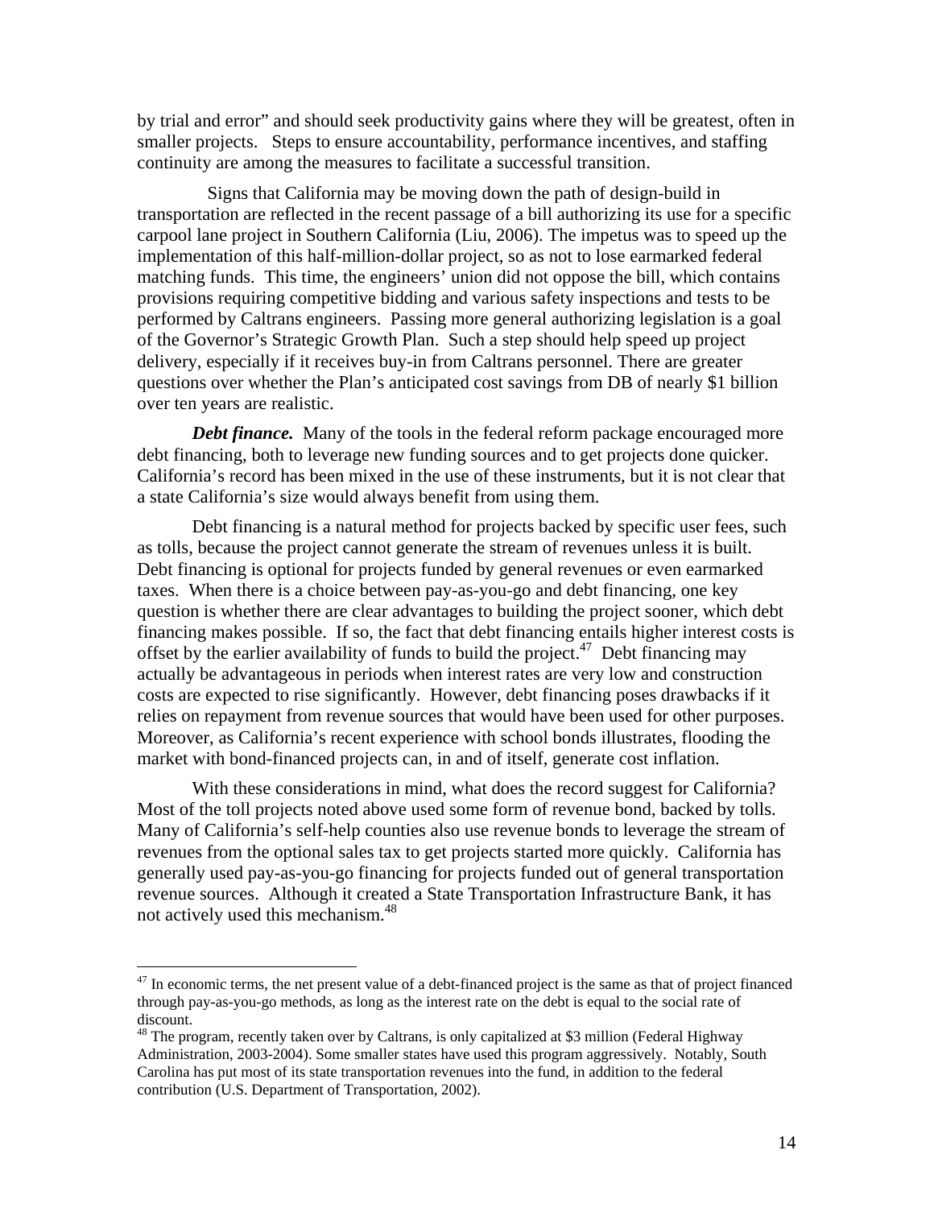by trial and error" and should seek productivity gains where they will be greatest, often in smaller projects. Steps to ensure accountability, performance incentives, and staffing continuity are among the measures to facilitate a successful transition.

Signs that California may be moving down the path of design-build in transportation are reflected in the recent passage of a bill authorizing its use for a specific carpool lane project in Southern California (Liu, 2006). The impetus was to speed up the implementation of this half-million-dollar project, so as not to lose earmarked federal matching funds. This time, the engineers' union did not oppose the bill, which contains provisions requiring competitive bidding and various safety inspections and tests to be performed by Caltrans engineers. Passing more general authorizing legislation is a goal of the Governor's Strategic Growth Plan. Such a step should help speed up project delivery, especially if it receives buy-in from Caltrans personnel. There are greater questions over whether the Plan's anticipated cost savings from DB of nearly $1 billion over ten years are realistic.

***Debt finance.*** Many of the tools in the federal reform package encouraged more debt financing, both to leverage new funding sources and to get projects done quicker. California's record has been mixed in the use of these instruments, but it is not clear that a state California's size would always benefit from using them.

Debt financing is a natural method for projects backed by specific user fees, such as tolls, because the project cannot generate the stream of revenues unless it is built. Debt financing is optional for projects funded by general revenues or even earmarked taxes. When there is a choice between pay-as-you-go and debt financing, one key question is whether there are clear advantages to building the project sooner, which debt financing makes possible. If so, the fact that debt financing entails higher interest costs is offset by the earlier availability of funds to build the project.[47] Debt financing may actually be advantageous in periods when interest rates are very low and construction costs are expected to rise significantly. However, debt financing poses drawbacks if it relies on repayment from revenue sources that would have been used for other purposes. Moreover, as California's recent experience with school bonds illustrates, flooding the market with bond-financed projects can, in and of itself, generate cost inflation.

With these considerations in mind, what does the record suggest for California? Most of the toll projects noted above used some form of revenue bond, backed by tolls. Many of California's self-help counties also use revenue bonds to leverage the stream of revenues from the optional sales tax to get projects started more quickly. California has generally used pay-as-you-go financing for projects funded out of general transportation revenue sources. Although it created a State Transportation Infrastructure Bank, it has not actively used this mechanism.[48]

---

[47] In economic terms, the net present value of a debt-financed project is the same as that of project financed through pay-as-you-go methods, as long as the interest rate on the debt is equal to the social rate of discount.

[48] The program, recently taken over by Caltrans, is only capitalized at $3 million (Federal Highway Administration, 2003-2004). Some smaller states have used this program aggressively. Notably, South Carolina has put most of its state transportation revenues into the fund, in addition to the federal contribution (U.S. Department of Transportation, 2002).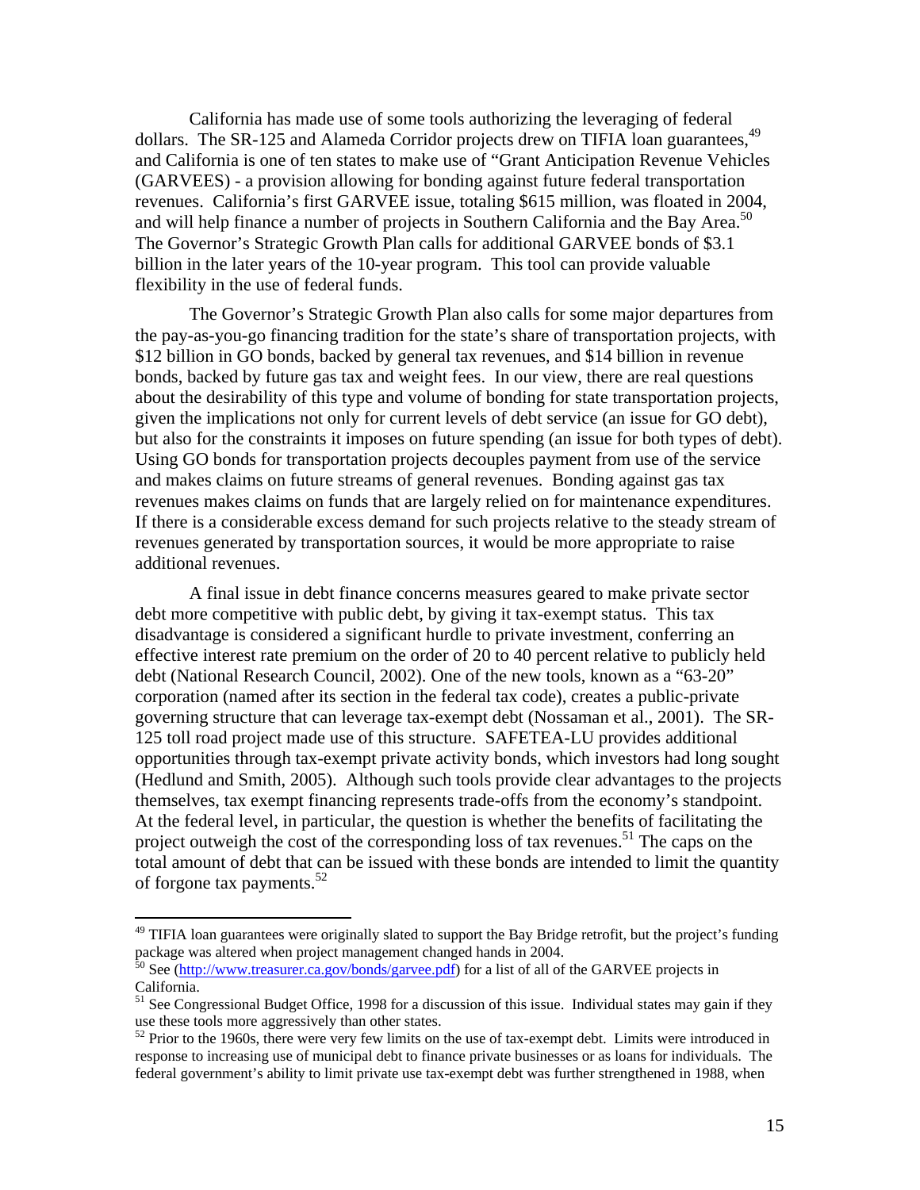California has made use of some tools authorizing the leveraging of federal dollars. The SR-125 and Alameda Corridor projects drew on TIFIA loan guarantees,[49] and California is one of ten states to make use of "Grant Anticipation Revenue Vehicles (GARVEES) - a provision allowing for bonding against future federal transportation revenues. California's first GARVEE issue, totaling $615 million, was floated in 2004, and will help finance a number of projects in Southern California and the Bay Area.[50] The Governor's Strategic Growth Plan calls for additional GARVEE bonds of $3.1 billion in the later years of the 10-year program. This tool can provide valuable flexibility in the use of federal funds.

The Governor's Strategic Growth Plan also calls for some major departures from the pay-as-you-go financing tradition for the state's share of transportation projects, with $12 billion in GO bonds, backed by general tax revenues, and $14 billion in revenue bonds, backed by future gas tax and weight fees. In our view, there are real questions about the desirability of this type and volume of bonding for state transportation projects, given the implications not only for current levels of debt service (an issue for GO debt), but also for the constraints it imposes on future spending (an issue for both types of debt). Using GO bonds for transportation projects decouples payment from use of the service and makes claims on future streams of general revenues. Bonding against gas tax revenues makes claims on funds that are largely relied on for maintenance expenditures. If there is a considerable excess demand for such projects relative to the steady stream of revenues generated by transportation sources, it would be more appropriate to raise additional revenues.

A final issue in debt finance concerns measures geared to make private sector debt more competitive with public debt, by giving it tax-exempt status. This tax disadvantage is considered a significant hurdle to private investment, conferring an effective interest rate premium on the order of 20 to 40 percent relative to publicly held debt (National Research Council, 2002). One of the new tools, known as a "63-20" corporation (named after its section in the federal tax code), creates a public-private governing structure that can leverage tax-exempt debt (Nossaman et al., 2001). The SR-125 toll road project made use of this structure. SAFETEA-LU provides additional opportunities through tax-exempt private activity bonds, which investors had long sought (Hedlund and Smith, 2005). Although such tools provide clear advantages to the projects themselves, tax exempt financing represents trade-offs from the economy's standpoint. At the federal level, in particular, the question is whether the benefits of facilitating the project outweigh the cost of the corresponding loss of tax revenues.[51] The caps on the total amount of debt that can be issued with these bonds are intended to limit the quantity of forgone tax payments.[52]

---

[49] TIFIA loan guarantees were originally slated to support the Bay Bridge retrofit, but the project's funding package was altered when project management changed hands in 2004.

[50] See (http://www.treasurer.ca.gov/bonds/garvee.pdf) for a list of all of the GARVEE projects in California.

[51] See Congressional Budget Office, 1998 for a discussion of this issue. Individual states may gain if they use these tools more aggressively than other states.

[52] Prior to the 1960s, there were very few limits on the use of tax-exempt debt. Limits were introduced in response to increasing use of municipal debt to finance private businesses or as loans for individuals. The federal government's ability to limit private use tax-exempt debt was further strengthened in 1988, when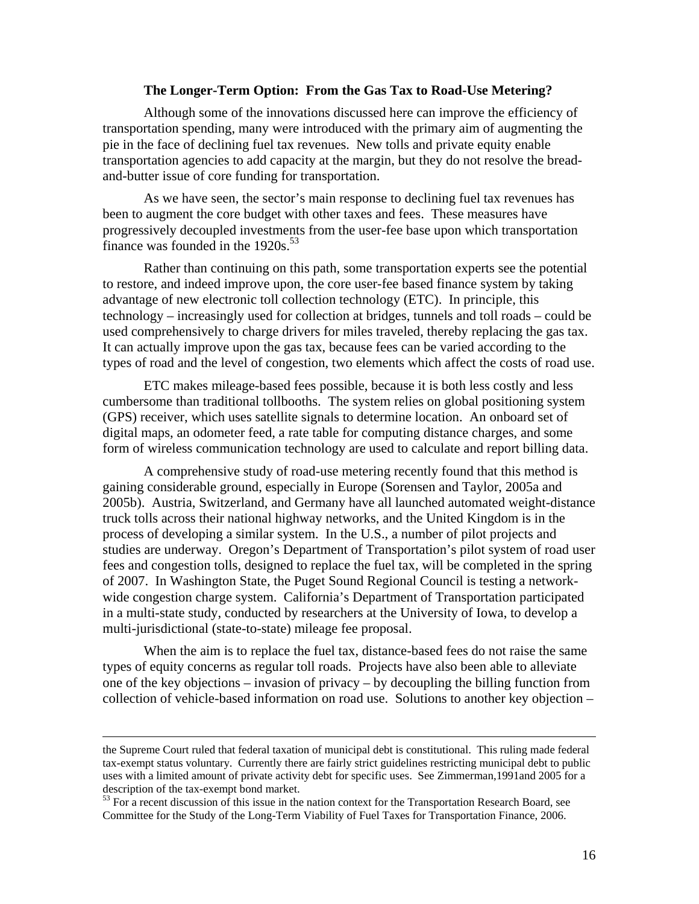### The Longer-Term Option: From the Gas Tax to Road-Use Metering?

Although some of the innovations discussed here can improve the efficiency of transportation spending, many were introduced with the primary aim of augmenting the pie in the face of declining fuel tax revenues. New tolls and private equity enable transportation agencies to add capacity at the margin, but they do not resolve the bread-and-butter issue of core funding for transportation.

As we have seen, the sector's main response to declining fuel tax revenues has been to augment the core budget with other taxes and fees. These measures have progressively decoupled investments from the user-fee base upon which transportation finance was founded in the 1920s.[53]

Rather than continuing on this path, some transportation experts see the potential to restore, and indeed improve upon, the core user-fee based finance system by taking advantage of new electronic toll collection technology (ETC). In principle, this technology – increasingly used for collection at bridges, tunnels and toll roads – could be used comprehensively to charge drivers for miles traveled, thereby replacing the gas tax. It can actually improve upon the gas tax, because fees can be varied according to the types of road and the level of congestion, two elements which affect the costs of road use.

ETC makes mileage-based fees possible, because it is both less costly and less cumbersome than traditional tollbooths. The system relies on global positioning system (GPS) receiver, which uses satellite signals to determine location. An onboard set of digital maps, an odometer feed, a rate table for computing distance charges, and some form of wireless communication technology are used to calculate and report billing data.

A comprehensive study of road-use metering recently found that this method is gaining considerable ground, especially in Europe (Sorensen and Taylor, 2005a and 2005b). Austria, Switzerland, and Germany have all launched automated weight-distance truck tolls across their national highway networks, and the United Kingdom is in the process of developing a similar system. In the U.S., a number of pilot projects and studies are underway. Oregon's Department of Transportation's pilot system of road user fees and congestion tolls, designed to replace the fuel tax, will be completed in the spring of 2007. In Washington State, the Puget Sound Regional Council is testing a network-wide congestion charge system. California's Department of Transportation participated in a multi-state study, conducted by researchers at the University of Iowa, to develop a multi-jurisdictional (state-to-state) mileage fee proposal.

When the aim is to replace the fuel tax, distance-based fees do not raise the same types of equity concerns as regular toll roads. Projects have also been able to alleviate one of the key objections – invasion of privacy – by decoupling the billing function from collection of vehicle-based information on road use. Solutions to another key objection –

---

the Supreme Court ruled that federal taxation of municipal debt is constitutional. This ruling made federal tax-exempt status voluntary. Currently there are fairly strict guidelines restricting municipal debt to public uses with a limited amount of private activity debt for specific uses. See Zimmerman,1991and 2005 for a description of the tax-exempt bond market.

[53] For a recent discussion of this issue in the nation context for the Transportation Research Board, see Committee for the Study of the Long-Term Viability of Fuel Taxes for Transportation Finance, 2006.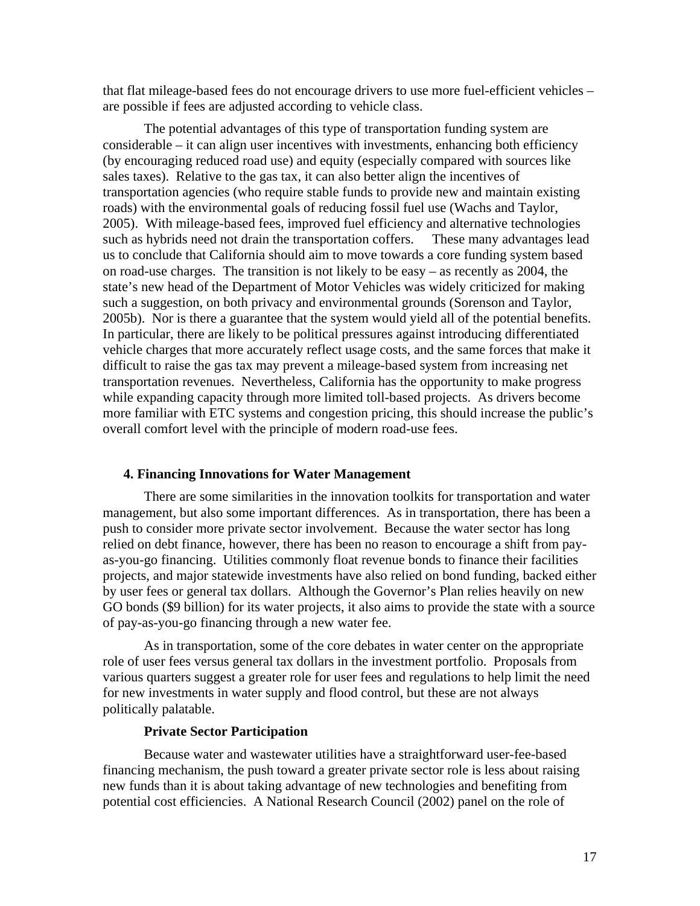that flat mileage-based fees do not encourage drivers to use more fuel-efficient vehicles – are possible if fees are adjusted according to vehicle class.

The potential advantages of this type of transportation funding system are considerable – it can align user incentives with investments, enhancing both efficiency (by encouraging reduced road use) and equity (especially compared with sources like sales taxes). Relative to the gas tax, it can also better align the incentives of transportation agencies (who require stable funds to provide new and maintain existing roads) with the environmental goals of reducing fossil fuel use (Wachs and Taylor, 2005). With mileage-based fees, improved fuel efficiency and alternative technologies such as hybrids need not drain the transportation coffers. These many advantages lead us to conclude that California should aim to move towards a core funding system based on road-use charges. The transition is not likely to be easy – as recently as 2004, the state's new head of the Department of Motor Vehicles was widely criticized for making such a suggestion, on both privacy and environmental grounds (Sorenson and Taylor, 2005b). Nor is there a guarantee that the system would yield all of the potential benefits. In particular, there are likely to be political pressures against introducing differentiated vehicle charges that more accurately reflect usage costs, and the same forces that make it difficult to raise the gas tax may prevent a mileage-based system from increasing net transportation revenues. Nevertheless, California has the opportunity to make progress while expanding capacity through more limited toll-based projects. As drivers become more familiar with ETC systems and congestion pricing, this should increase the public's overall comfort level with the principle of modern road-use fees.

## 4. Financing Innovations for Water Management

There are some similarities in the innovation toolkits for transportation and water management, but also some important differences. As in transportation, there has been a push to consider more private sector involvement. Because the water sector has long relied on debt finance, however, there has been no reason to encourage a shift from pay-as-you-go financing. Utilities commonly float revenue bonds to finance their facilities projects, and major statewide investments have also relied on bond funding, backed either by user fees or general tax dollars. Although the Governor's Plan relies heavily on new GO bonds ($9 billion) for its water projects, it also aims to provide the state with a source of pay-as-you-go financing through a new water fee.

As in transportation, some of the core debates in water center on the appropriate role of user fees versus general tax dollars in the investment portfolio. Proposals from various quarters suggest a greater role for user fees and regulations to help limit the need for new investments in water supply and flood control, but these are not always politically palatable.

### Private Sector Participation

Because water and wastewater utilities have a straightforward user-fee-based financing mechanism, the push toward a greater private sector role is less about raising new funds than it is about taking advantage of new technologies and benefiting from potential cost efficiencies. A National Research Council (2002) panel on the role of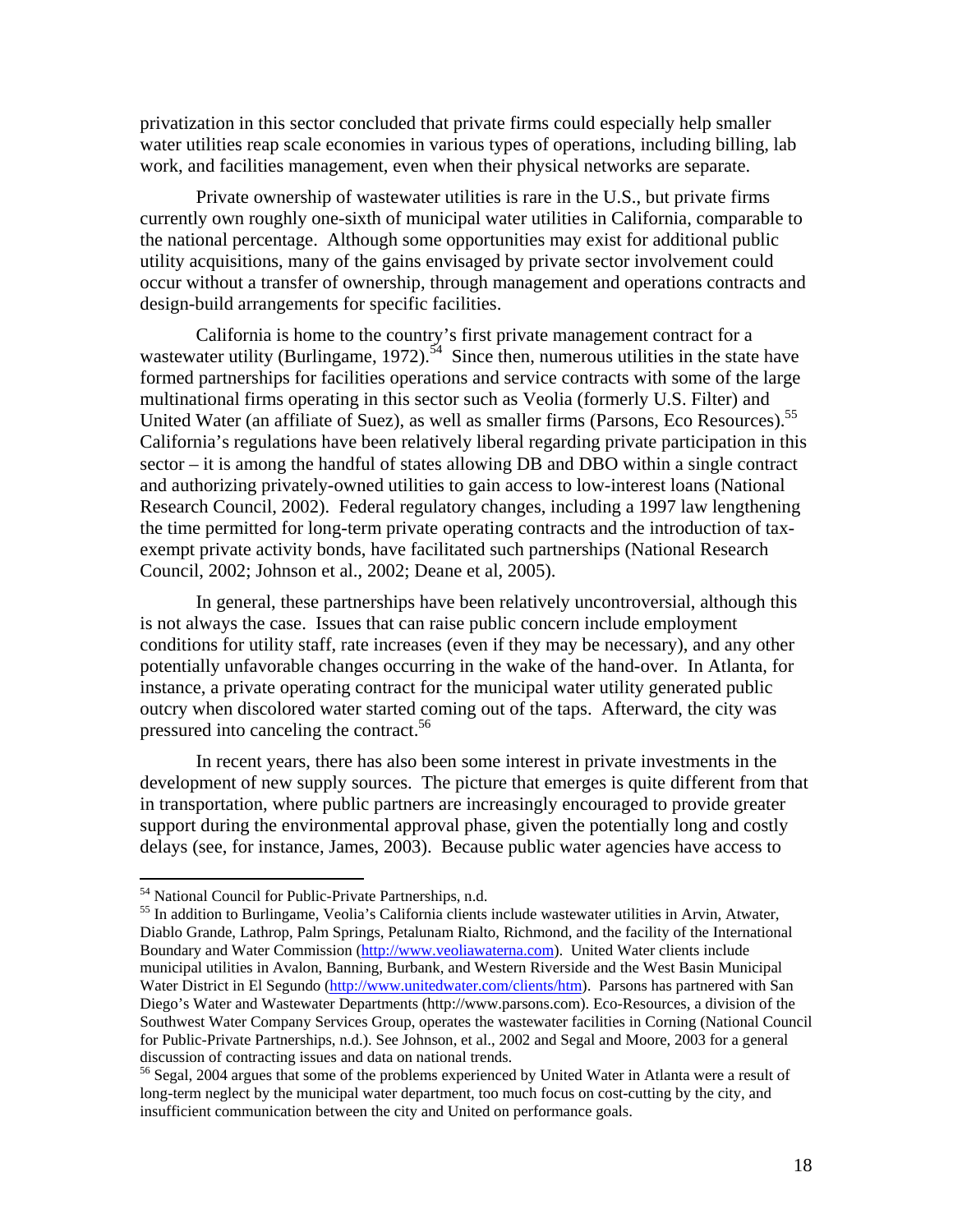privatization in this sector concluded that private firms could especially help smaller water utilities reap scale economies in various types of operations, including billing, lab work, and facilities management, even when their physical networks are separate.

Private ownership of wastewater utilities is rare in the U.S., but private firms currently own roughly one-sixth of municipal water utilities in California, comparable to the national percentage. Although some opportunities may exist for additional public utility acquisitions, many of the gains envisaged by private sector involvement could occur without a transfer of ownership, through management and operations contracts and design-build arrangements for specific facilities.

California is home to the country's first private management contract for a wastewater utility (Burlingame, 1972).[54] Since then, numerous utilities in the state have formed partnerships for facilities operations and service contracts with some of the large multinational firms operating in this sector such as Veolia (formerly U.S. Filter) and United Water (an affiliate of Suez), as well as smaller firms (Parsons, Eco Resources).[55] California's regulations have been relatively liberal regarding private participation in this sector – it is among the handful of states allowing DB and DBO within a single contract and authorizing privately-owned utilities to gain access to low-interest loans (National Research Council, 2002). Federal regulatory changes, including a 1997 law lengthening the time permitted for long-term private operating contracts and the introduction of tax-exempt private activity bonds, have facilitated such partnerships (National Research Council, 2002; Johnson et al., 2002; Deane et al, 2005).

In general, these partnerships have been relatively uncontroversial, although this is not always the case. Issues that can raise public concern include employment conditions for utility staff, rate increases (even if they may be necessary), and any other potentially unfavorable changes occurring in the wake of the hand-over. In Atlanta, for instance, a private operating contract for the municipal water utility generated public outcry when discolored water started coming out of the taps. Afterward, the city was pressured into canceling the contract.[56]

In recent years, there has also been some interest in private investments in the development of new supply sources. The picture that emerges is quite different from that in transportation, where public partners are increasingly encouraged to provide greater support during the environmental approval phase, given the potentially long and costly delays (see, for instance, James, 2003). Because public water agencies have access to

---

[54] National Council for Public-Private Partnerships, n.d.

[55] In addition to Burlingame, Veolia's California clients include wastewater utilities in Arvin, Atwater, Diablo Grande, Lathrop, Palm Springs, Petalunam Rialto, Richmond, and the facility of the International Boundary and Water Commission (http://www.veoliawaterna.com). United Water clients include municipal utilities in Avalon, Banning, Burbank, and Western Riverside and the West Basin Municipal Water District in El Segundo (http://www.unitedwater.com/clients/htm). Parsons has partnered with San Diego's Water and Wastewater Departments (http://www.parsons.com). Eco-Resources, a division of the Southwest Water Company Services Group, operates the wastewater facilities in Corning (National Council for Public-Private Partnerships, n.d.). See Johnson, et al., 2002 and Segal and Moore, 2003 for a general discussion of contracting issues and data on national trends.

[56] Segal, 2004 argues that some of the problems experienced by United Water in Atlanta were a result of long-term neglect by the municipal water department, too much focus on cost-cutting by the city, and insufficient communication between the city and United on performance goals.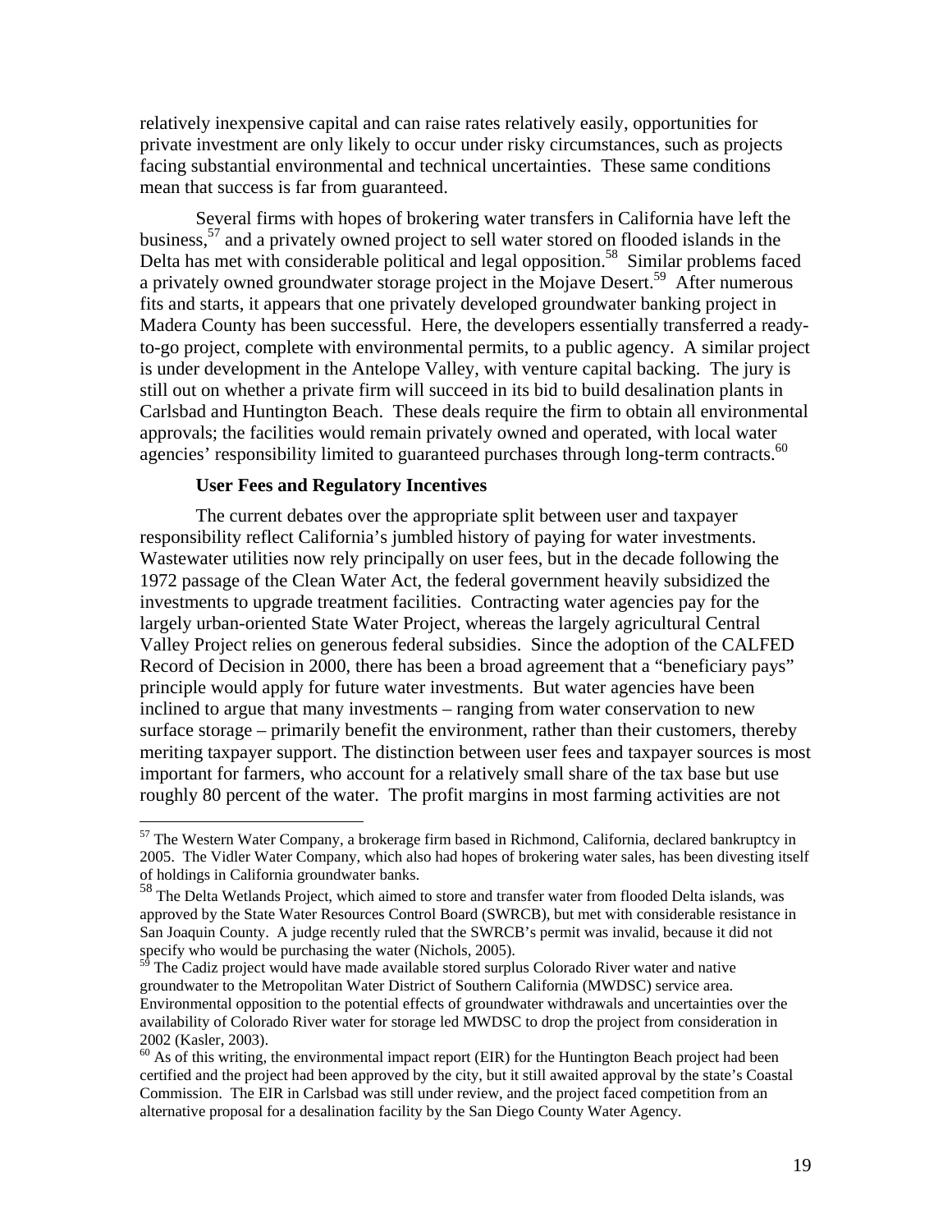relatively inexpensive capital and can raise rates relatively easily, opportunities for private investment are only likely to occur under risky circumstances, such as projects facing substantial environmental and technical uncertainties. These same conditions mean that success is far from guaranteed.

Several firms with hopes of brokering water transfers in California have left the business,[57] and a privately owned project to sell water stored on flooded islands in the Delta has met with considerable political and legal opposition.[58] Similar problems faced a privately owned groundwater storage project in the Mojave Desert.[59] After numerous fits and starts, it appears that one privately developed groundwater banking project in Madera County has been successful. Here, the developers essentially transferred a ready-to-go project, complete with environmental permits, to a public agency. A similar project is under development in the Antelope Valley, with venture capital backing. The jury is still out on whether a private firm will succeed in its bid to build desalination plants in Carlsbad and Huntington Beach. These deals require the firm to obtain all environmental approvals; the facilities would remain privately owned and operated, with local water agencies' responsibility limited to guaranteed purchases through long-term contracts.[60]

**User Fees and Regulatory Incentives**

The current debates over the appropriate split between user and taxpayer responsibility reflect California's jumbled history of paying for water investments. Wastewater utilities now rely principally on user fees, but in the decade following the 1972 passage of the Clean Water Act, the federal government heavily subsidized the investments to upgrade treatment facilities. Contracting water agencies pay for the largely urban-oriented State Water Project, whereas the largely agricultural Central Valley Project relies on generous federal subsidies. Since the adoption of the CALFED Record of Decision in 2000, there has been a broad agreement that a "beneficiary pays" principle would apply for future water investments. But water agencies have been inclined to argue that many investments – ranging from water conservation to new surface storage – primarily benefit the environment, rather than their customers, thereby meriting taxpayer support. The distinction between user fees and taxpayer sources is most important for farmers, who account for a relatively small share of the tax base but use roughly 80 percent of the water. The profit margins in most farming activities are not

---

[57] The Western Water Company, a brokerage firm based in Richmond, California, declared bankruptcy in 2005. The Vidler Water Company, which also had hopes of brokering water sales, has been divesting itself of holdings in California groundwater banks.

[58] The Delta Wetlands Project, which aimed to store and transfer water from flooded Delta islands, was approved by the State Water Resources Control Board (SWRCB), but met with considerable resistance in San Joaquin County. A judge recently ruled that the SWRCB's permit was invalid, because it did not specify who would be purchasing the water (Nichols, 2005).

[59] The Cadiz project would have made available stored surplus Colorado River water and native groundwater to the Metropolitan Water District of Southern California (MWDSC) service area. Environmental opposition to the potential effects of groundwater withdrawals and uncertainties over the availability of Colorado River water for storage led MWDSC to drop the project from consideration in 2002 (Kasler, 2003).

[60] As of this writing, the environmental impact report (EIR) for the Huntington Beach project had been certified and the project had been approved by the city, but it still awaited approval by the state's Coastal Commission. The EIR in Carlsbad was still under review, and the project faced competition from an alternative proposal for a desalination facility by the San Diego County Water Agency.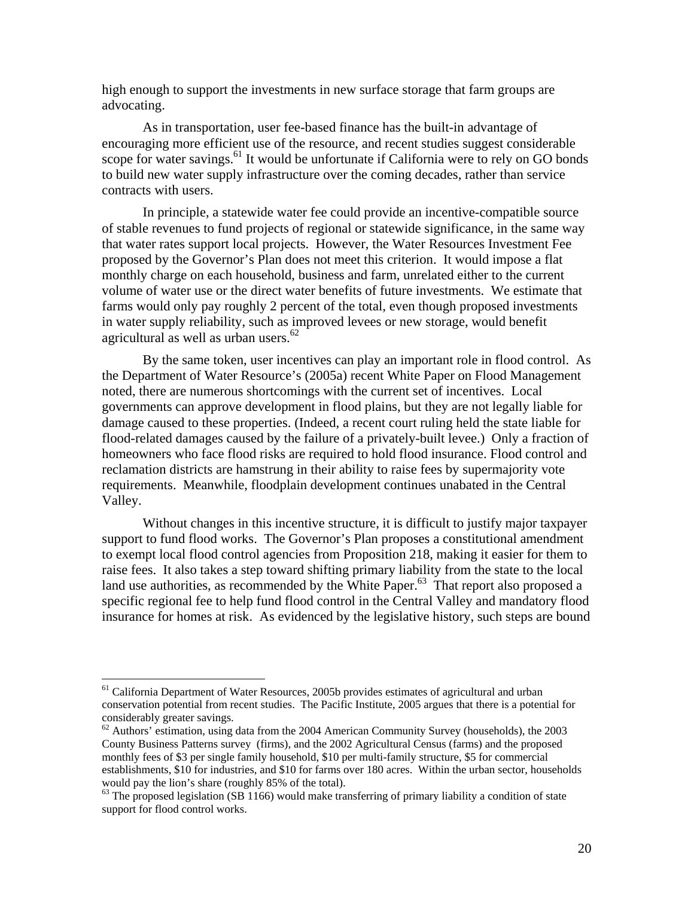high enough to support the investments in new surface storage that farm groups are advocating.

As in transportation, user fee-based finance has the built-in advantage of encouraging more efficient use of the resource, and recent studies suggest considerable scope for water savings.[61] It would be unfortunate if California were to rely on GO bonds to build new water supply infrastructure over the coming decades, rather than service contracts with users.

In principle, a statewide water fee could provide an incentive-compatible source of stable revenues to fund projects of regional or statewide significance, in the same way that water rates support local projects. However, the Water Resources Investment Fee proposed by the Governor's Plan does not meet this criterion. It would impose a flat monthly charge on each household, business and farm, unrelated either to the current volume of water use or the direct water benefits of future investments. We estimate that farms would only pay roughly 2 percent of the total, even though proposed investments in water supply reliability, such as improved levees or new storage, would benefit agricultural as well as urban users.[62]

By the same token, user incentives can play an important role in flood control. As the Department of Water Resource's (2005a) recent White Paper on Flood Management noted, there are numerous shortcomings with the current set of incentives. Local governments can approve development in flood plains, but they are not legally liable for damage caused to these properties. (Indeed, a recent court ruling held the state liable for flood-related damages caused by the failure of a privately-built levee.) Only a fraction of homeowners who face flood risks are required to hold flood insurance. Flood control and reclamation districts are hamstrung in their ability to raise fees by supermajority vote requirements. Meanwhile, floodplain development continues unabated in the Central Valley.

Without changes in this incentive structure, it is difficult to justify major taxpayer support to fund flood works. The Governor's Plan proposes a constitutional amendment to exempt local flood control agencies from Proposition 218, making it easier for them to raise fees. It also takes a step toward shifting primary liability from the state to the local land use authorities, as recommended by the White Paper.[63] That report also proposed a specific regional fee to help fund flood control in the Central Valley and mandatory flood insurance for homes at risk. As evidenced by the legislative history, such steps are bound

---

[61] California Department of Water Resources, 2005b provides estimates of agricultural and urban conservation potential from recent studies. The Pacific Institute, 2005 argues that there is a potential for considerably greater savings.

[62] Authors' estimation, using data from the 2004 American Community Survey (households), the 2003 County Business Patterns survey (firms), and the 2002 Agricultural Census (farms) and the proposed monthly fees of $3 per single family household, $10 per multi-family structure, $5 for commercial establishments, $10 for industries, and $10 for farms over 180 acres. Within the urban sector, households would pay the lion's share (roughly 85% of the total).

[63] The proposed legislation (SB 1166) would make transferring of primary liability a condition of state support for flood control works.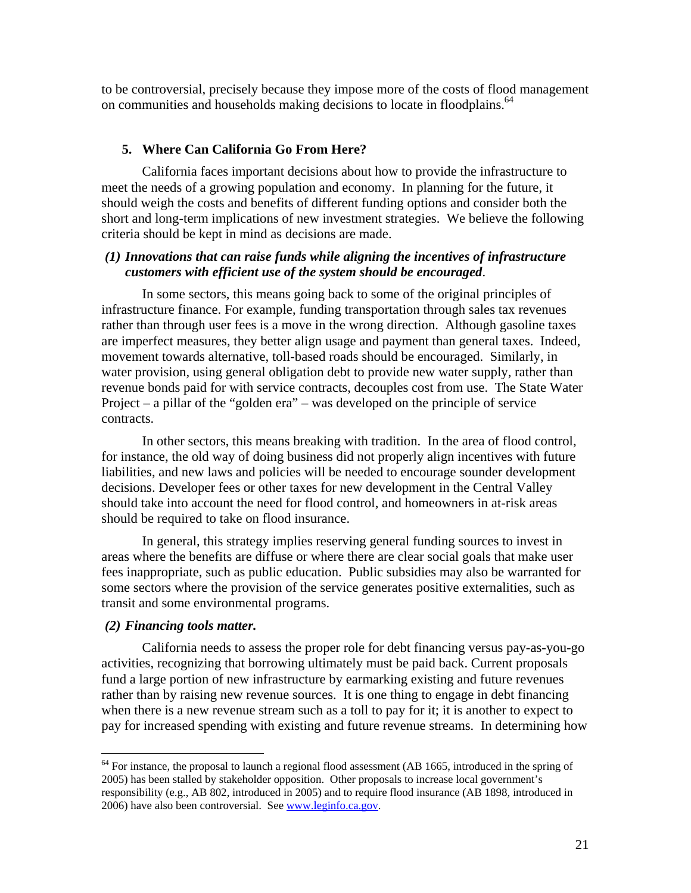to be controversial, precisely because they impose more of the costs of flood management on communities and households making decisions to locate in floodplains.[64]

## 5. Where Can California Go From Here?

California faces important decisions about how to provide the infrastructure to meet the needs of a growing population and economy. In planning for the future, it should weigh the costs and benefits of different funding options and consider both the short and long-term implications of new investment strategies. We believe the following criteria should be kept in mind as decisions are made.

### *(1) Innovations that can raise funds while aligning the incentives of infrastructure customers with efficient use of the system should be encouraged.*

In some sectors, this means going back to some of the original principles of infrastructure finance. For example, funding transportation through sales tax revenues rather than through user fees is a move in the wrong direction. Although gasoline taxes are imperfect measures, they better align usage and payment than general taxes. Indeed, movement towards alternative, toll-based roads should be encouraged. Similarly, in water provision, using general obligation debt to provide new water supply, rather than revenue bonds paid for with service contracts, decouples cost from use. The State Water Project – a pillar of the "golden era" – was developed on the principle of service contracts.

In other sectors, this means breaking with tradition. In the area of flood control, for instance, the old way of doing business did not properly align incentives with future liabilities, and new laws and policies will be needed to encourage sounder development decisions. Developer fees or other taxes for new development in the Central Valley should take into account the need for flood control, and homeowners in at-risk areas should be required to take on flood insurance.

In general, this strategy implies reserving general funding sources to invest in areas where the benefits are diffuse or where there are clear social goals that make user fees inappropriate, such as public education. Public subsidies may also be warranted for some sectors where the provision of the service generates positive externalities, such as transit and some environmental programs.

### *(2) Financing tools matter.*

California needs to assess the proper role for debt financing versus pay-as-you-go activities, recognizing that borrowing ultimately must be paid back. Current proposals fund a large portion of new infrastructure by earmarking existing and future revenues rather than by raising new revenue sources. It is one thing to engage in debt financing when there is a new revenue stream such as a toll to pay for it; it is another to expect to pay for increased spending with existing and future revenue streams. In determining how

---

[64] For instance, the proposal to launch a regional flood assessment (AB 1665, introduced in the spring of 2005) has been stalled by stakeholder opposition. Other proposals to increase local government's responsibility (e.g., AB 802, introduced in 2005) and to require flood insurance (AB 1898, introduced in 2006) have also been controversial. See www.leginfo.ca.gov.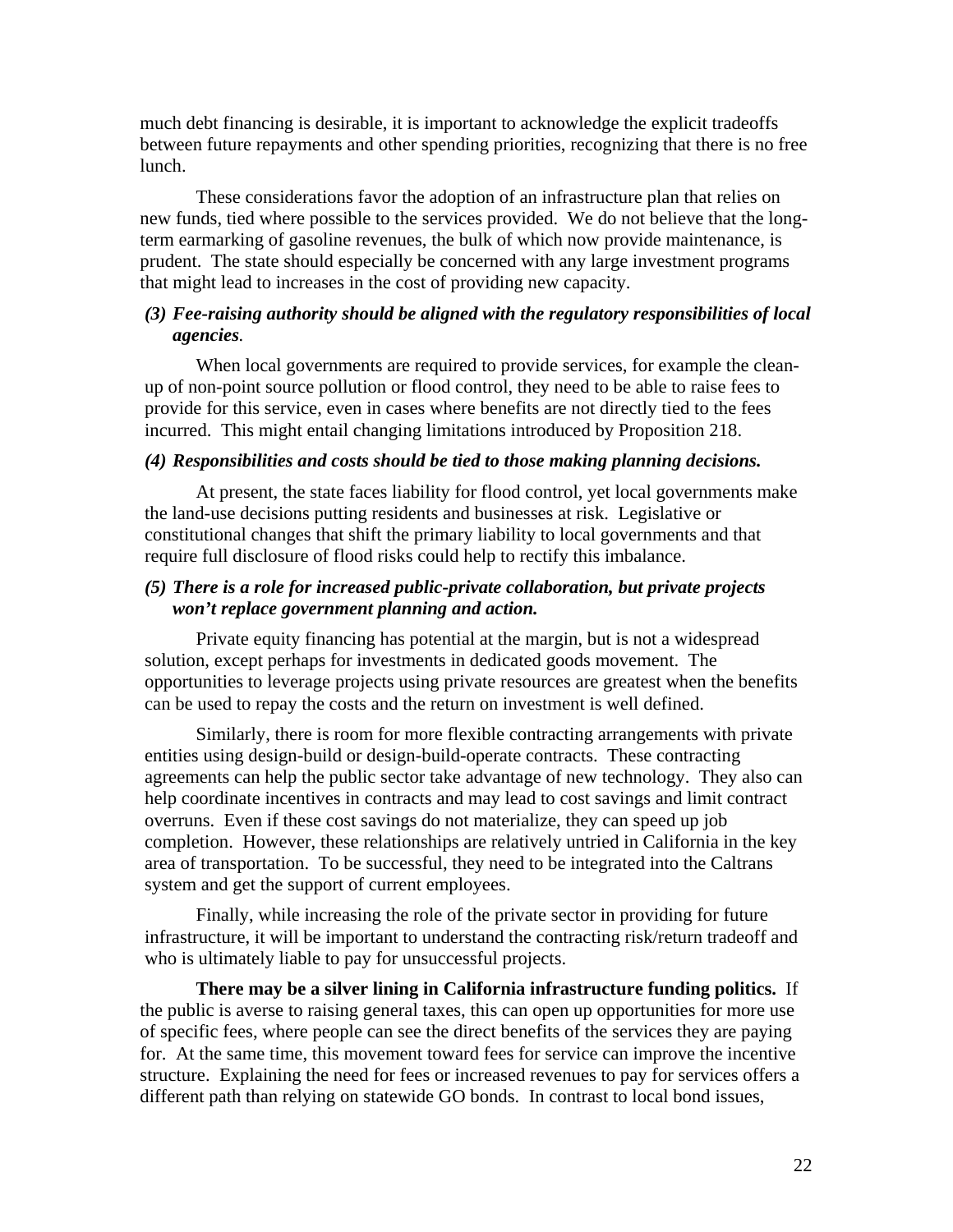much debt financing is desirable, it is important to acknowledge the explicit tradeoffs between future repayments and other spending priorities, recognizing that there is no free lunch.

These considerations favor the adoption of an infrastructure plan that relies on new funds, tied where possible to the services provided. We do not believe that the long-term earmarking of gasoline revenues, the bulk of which now provide maintenance, is prudent. The state should especially be concerned with any large investment programs that might lead to increases in the cost of providing new capacity.

***(3) Fee-raising authority should be aligned with the regulatory responsibilities of local agencies.***

When local governments are required to provide services, for example the clean-up of non-point source pollution or flood control, they need to be able to raise fees to provide for this service, even in cases where benefits are not directly tied to the fees incurred. This might entail changing limitations introduced by Proposition 218.

***(4) Responsibilities and costs should be tied to those making planning decisions.***

At present, the state faces liability for flood control, yet local governments make the land-use decisions putting residents and businesses at risk. Legislative or constitutional changes that shift the primary liability to local governments and that require full disclosure of flood risks could help to rectify this imbalance.

***(5) There is a role for increased public-private collaboration, but private projects won't replace government planning and action.***

Private equity financing has potential at the margin, but is not a widespread solution, except perhaps for investments in dedicated goods movement. The opportunities to leverage projects using private resources are greatest when the benefits can be used to repay the costs and the return on investment is well defined.

Similarly, there is room for more flexible contracting arrangements with private entities using design-build or design-build-operate contracts. These contracting agreements can help the public sector take advantage of new technology. They also can help coordinate incentives in contracts and may lead to cost savings and limit contract overruns. Even if these cost savings do not materialize, they can speed up job completion. However, these relationships are relatively untried in California in the key area of transportation. To be successful, they need to be integrated into the Caltrans system and get the support of current employees.

Finally, while increasing the role of the private sector in providing for future infrastructure, it will be important to understand the contracting risk/return tradeoff and who is ultimately liable to pay for unsuccessful projects.

**There may be a silver lining in California infrastructure funding politics.** If the public is averse to raising general taxes, this can open up opportunities for more use of specific fees, where people can see the direct benefits of the services they are paying for. At the same time, this movement toward fees for service can improve the incentive structure. Explaining the need for fees or increased revenues to pay for services offers a different path than relying on statewide GO bonds. In contrast to local bond issues,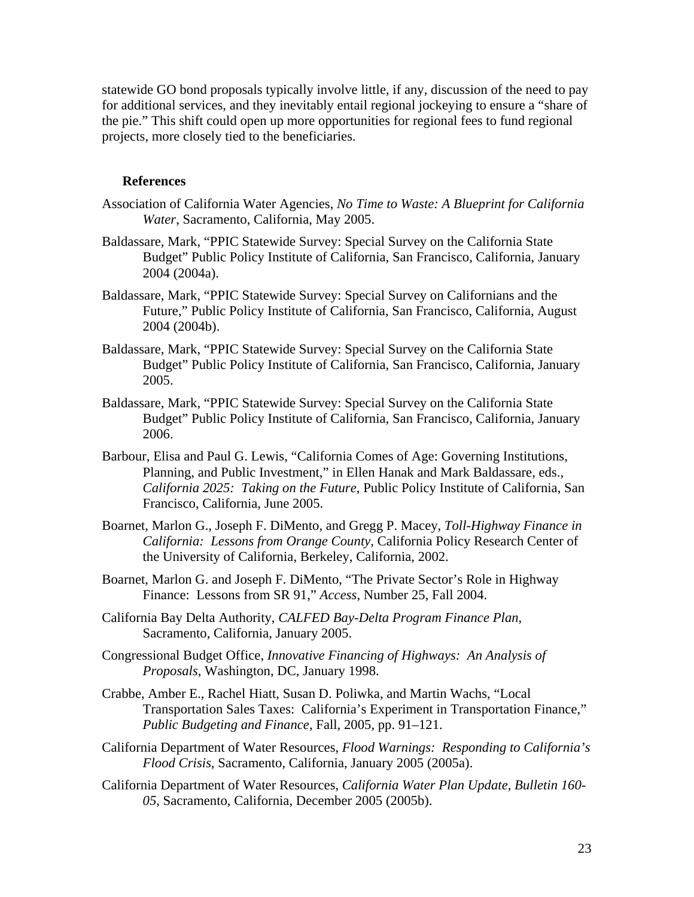statewide GO bond proposals typically involve little, if any, discussion of the need to pay for additional services, and they inevitably entail regional jockeying to ensure a "share of the pie." This shift could open up more opportunities for regional fees to fund regional projects, more closely tied to the beneficiaries.

## References

Association of California Water Agencies, *No Time to Waste: A Blueprint for California Water*, Sacramento, California, May 2005.

Baldassare, Mark, "PPIC Statewide Survey: Special Survey on the California State Budget" Public Policy Institute of California, San Francisco, California, January 2004 (2004a).

Baldassare, Mark, "PPIC Statewide Survey: Special Survey on Californians and the Future," Public Policy Institute of California, San Francisco, California, August 2004 (2004b).

Baldassare, Mark, "PPIC Statewide Survey: Special Survey on the California State Budget" Public Policy Institute of California, San Francisco, California, January 2005.

Baldassare, Mark, "PPIC Statewide Survey: Special Survey on the California State Budget" Public Policy Institute of California, San Francisco, California, January 2006.

Barbour, Elisa and Paul G. Lewis, "California Comes of Age: Governing Institutions, Planning, and Public Investment," in Ellen Hanak and Mark Baldassare, eds., *California 2025: Taking on the Future*, Public Policy Institute of California, San Francisco, California, June 2005.

Boarnet, Marlon G., Joseph F. DiMento, and Gregg P. Macey, *Toll-Highway Finance in California: Lessons from Orange County*, California Policy Research Center of the University of California, Berkeley, California, 2002.

Boarnet, Marlon G. and Joseph F. DiMento, "The Private Sector's Role in Highway Finance: Lessons from SR 91," *Access*, Number 25, Fall 2004.

California Bay Delta Authority, *CALFED Bay-Delta Program Finance Plan*, Sacramento, California, January 2005.

Congressional Budget Office, *Innovative Financing of Highways: An Analysis of Proposals*, Washington, DC, January 1998.

Crabbe, Amber E., Rachel Hiatt, Susan D. Poliwka, and Martin Wachs, "Local Transportation Sales Taxes: California's Experiment in Transportation Finance," *Public Budgeting and Finance*, Fall, 2005, pp. 91–121.

California Department of Water Resources, *Flood Warnings: Responding to California's Flood Crisis*, Sacramento, California, January 2005 (2005a).

California Department of Water Resources, *California Water Plan Update, Bulletin 160-05*, Sacramento, California, December 2005 (2005b).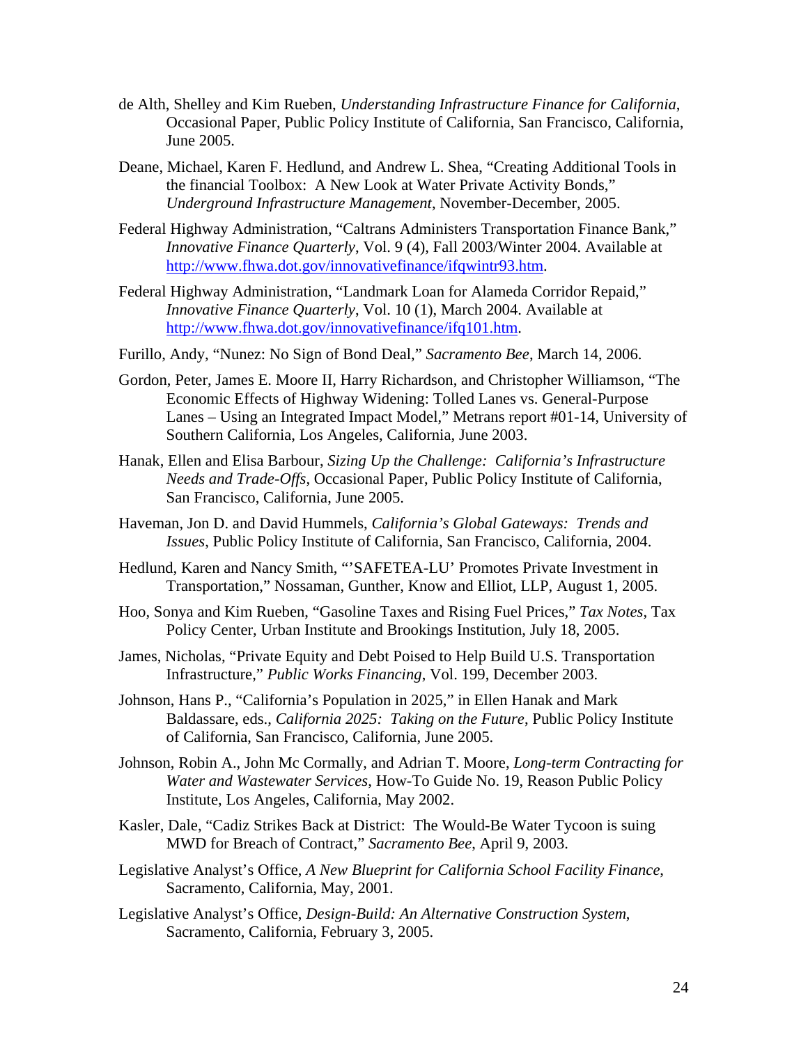de Alth, Shelley and Kim Rueben, *Understanding Infrastructure Finance for California*, Occasional Paper, Public Policy Institute of California, San Francisco, California, June 2005.

Deane, Michael, Karen F. Hedlund, and Andrew L. Shea, "Creating Additional Tools in the financial Toolbox: A New Look at Water Private Activity Bonds," *Underground Infrastructure Management*, November-December, 2005.

Federal Highway Administration, "Caltrans Administers Transportation Finance Bank," *Innovative Finance Quarterly*, Vol. 9 (4), Fall 2003/Winter 2004. Available at http://www.fhwa.dot.gov/innovativefinance/ifqwintr93.htm.

Federal Highway Administration, "Landmark Loan for Alameda Corridor Repaid," *Innovative Finance Quarterly*, Vol. 10 (1), March 2004. Available at http://www.fhwa.dot.gov/innovativefinance/ifq101.htm.

Furillo, Andy, "Nunez: No Sign of Bond Deal," *Sacramento Bee*, March 14, 2006.

Gordon, Peter, James E. Moore II, Harry Richardson, and Christopher Williamson, "The Economic Effects of Highway Widening: Tolled Lanes vs. General-Purpose Lanes – Using an Integrated Impact Model," Metrans report #01-14, University of Southern California, Los Angeles, California, June 2003.

Hanak, Ellen and Elisa Barbour, *Sizing Up the Challenge: California's Infrastructure Needs and Trade-Offs*, Occasional Paper, Public Policy Institute of California, San Francisco, California, June 2005.

Haveman, Jon D. and David Hummels, *California's Global Gateways: Trends and Issues*, Public Policy Institute of California, San Francisco, California, 2004.

Hedlund, Karen and Nancy Smith, "'SAFETEA-LU' Promotes Private Investment in Transportation," Nossaman, Gunther, Know and Elliot, LLP, August 1, 2005.

Hoo, Sonya and Kim Rueben, "Gasoline Taxes and Rising Fuel Prices," *Tax Notes*, Tax Policy Center, Urban Institute and Brookings Institution, July 18, 2005.

James, Nicholas, "Private Equity and Debt Poised to Help Build U.S. Transportation Infrastructure," *Public Works Financing*, Vol. 199, December 2003.

Johnson, Hans P., "California's Population in 2025," in Ellen Hanak and Mark Baldassare, eds., *California 2025: Taking on the Future*, Public Policy Institute of California, San Francisco, California, June 2005.

Johnson, Robin A., John Mc Cormally, and Adrian T. Moore, *Long-term Contracting for Water and Wastewater Services*, How-To Guide No. 19, Reason Public Policy Institute, Los Angeles, California, May 2002.

Kasler, Dale, "Cadiz Strikes Back at District: The Would-Be Water Tycoon is suing MWD for Breach of Contract," *Sacramento Bee*, April 9, 2003.

Legislative Analyst's Office, *A New Blueprint for California School Facility Finance*, Sacramento, California, May, 2001.

Legislative Analyst's Office, *Design-Build: An Alternative Construction System*, Sacramento, California, February 3, 2005.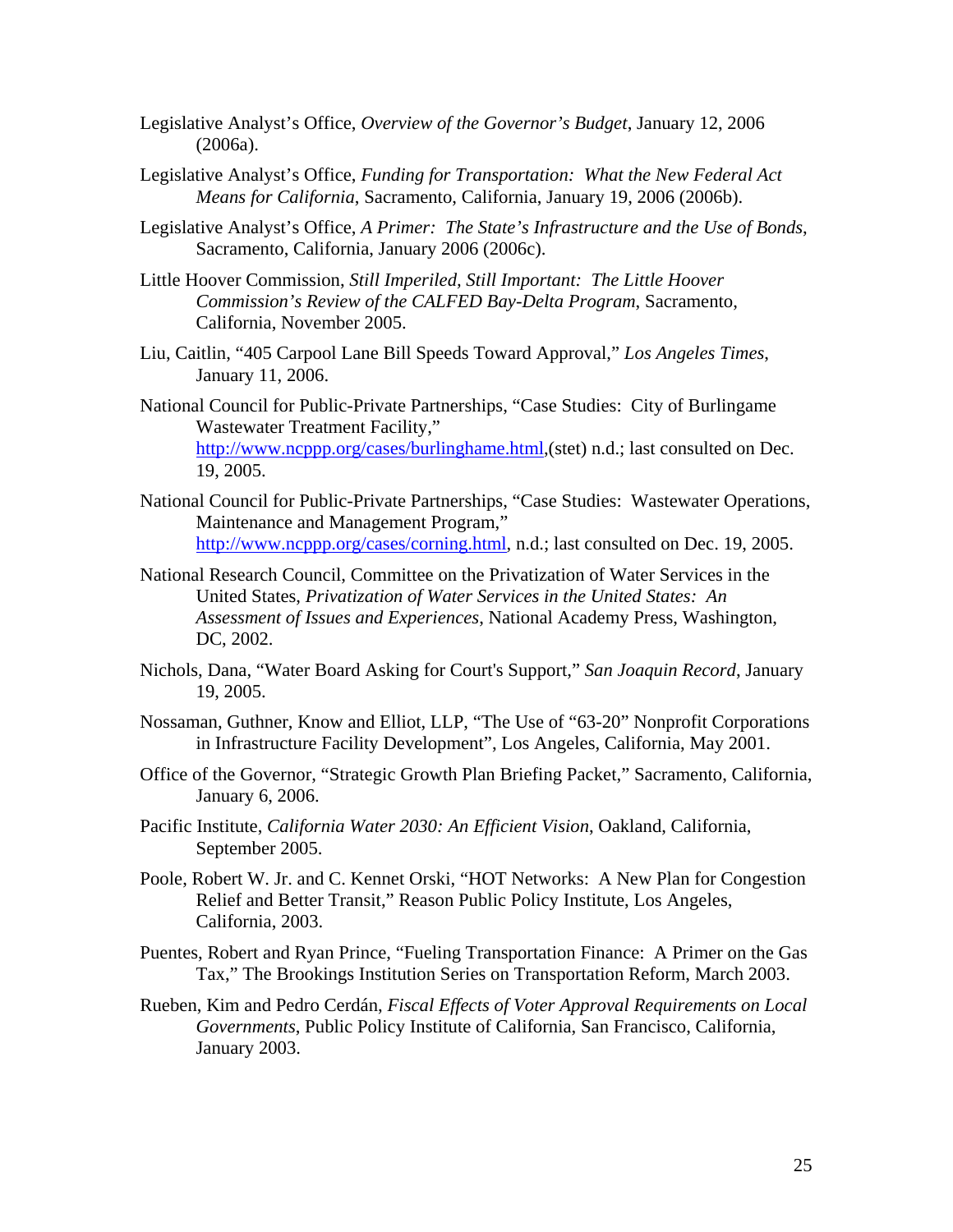Legislative Analyst's Office, *Overview of the Governor's Budget*, January 12, 2006 (2006a).

Legislative Analyst's Office, *Funding for Transportation: What the New Federal Act Means for California*, Sacramento, California, January 19, 2006 (2006b).

Legislative Analyst's Office, *A Primer: The State's Infrastructure and the Use of Bonds*, Sacramento, California, January 2006 (2006c).

Little Hoover Commission, *Still Imperiled, Still Important: The Little Hoover Commission's Review of the CALFED Bay-Delta Program*, Sacramento, California, November 2005.

Liu, Caitlin, "405 Carpool Lane Bill Speeds Toward Approval," *Los Angeles Times*, January 11, 2006.

National Council for Public-Private Partnerships, "Case Studies: City of Burlingame Wastewater Treatment Facility," http://www.ncppp.org/cases/burlinghame.html,(stet) n.d.; last consulted on Dec. 19, 2005.

National Council for Public-Private Partnerships, "Case Studies: Wastewater Operations, Maintenance and Management Program," http://www.ncppp.org/cases/corning.html, n.d.; last consulted on Dec. 19, 2005.

National Research Council, Committee on the Privatization of Water Services in the United States, *Privatization of Water Services in the United States: An Assessment of Issues and Experiences*, National Academy Press, Washington, DC, 2002.

Nichols, Dana, "Water Board Asking for Court's Support," *San Joaquin Record*, January 19, 2005.

Nossaman, Guthner, Know and Elliot, LLP, "The Use of "63-20" Nonprofit Corporations in Infrastructure Facility Development", Los Angeles, California, May 2001.

Office of the Governor, "Strategic Growth Plan Briefing Packet," Sacramento, California, January 6, 2006.

Pacific Institute, *California Water 2030: An Efficient Vision*, Oakland, California, September 2005.

Poole, Robert W. Jr. and C. Kennet Orski, "HOT Networks: A New Plan for Congestion Relief and Better Transit," Reason Public Policy Institute, Los Angeles, California, 2003.

Puentes, Robert and Ryan Prince, "Fueling Transportation Finance: A Primer on the Gas Tax," The Brookings Institution Series on Transportation Reform, March 2003.

Rueben, Kim and Pedro Cerdán, *Fiscal Effects of Voter Approval Requirements on Local Governments*, Public Policy Institute of California, San Francisco, California, January 2003.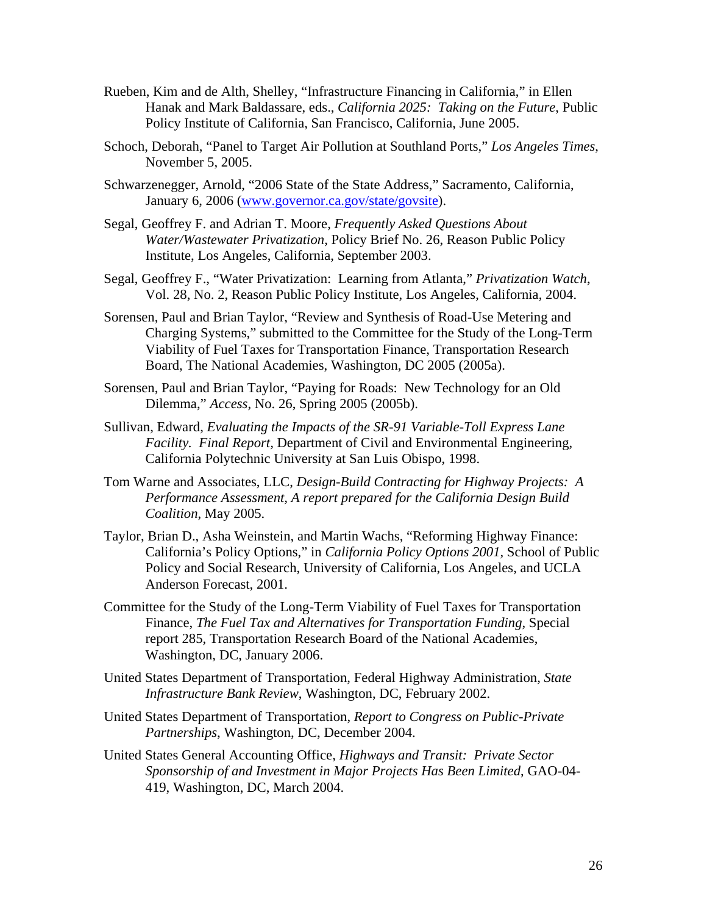Rueben, Kim and de Alth, Shelley, "Infrastructure Financing in California," in Ellen Hanak and Mark Baldassare, eds., *California 2025: Taking on the Future*, Public Policy Institute of California, San Francisco, California, June 2005.

Schoch, Deborah, "Panel to Target Air Pollution at Southland Ports," *Los Angeles Times*, November 5, 2005.

Schwarzenegger, Arnold, "2006 State of the State Address," Sacramento, California, January 6, 2006 (www.governor.ca.gov/state/govsite).

Segal, Geoffrey F. and Adrian T. Moore, *Frequently Asked Questions About Water/Wastewater Privatization*, Policy Brief No. 26, Reason Public Policy Institute, Los Angeles, California, September 2003.

Segal, Geoffrey F., "Water Privatization: Learning from Atlanta," *Privatization Watch*, Vol. 28, No. 2, Reason Public Policy Institute, Los Angeles, California, 2004.

Sorensen, Paul and Brian Taylor, "Review and Synthesis of Road-Use Metering and Charging Systems," submitted to the Committee for the Study of the Long-Term Viability of Fuel Taxes for Transportation Finance, Transportation Research Board, The National Academies, Washington, DC 2005 (2005a).

Sorensen, Paul and Brian Taylor, "Paying for Roads: New Technology for an Old Dilemma," *Access*, No. 26, Spring 2005 (2005b).

Sullivan, Edward, *Evaluating the Impacts of the SR-91 Variable-Toll Express Lane Facility. Final Report*, Department of Civil and Environmental Engineering, California Polytechnic University at San Luis Obispo, 1998.

Tom Warne and Associates, LLC, *Design-Build Contracting for Highway Projects: A Performance Assessment, A report prepared for the California Design Build Coalition*, May 2005.

Taylor, Brian D., Asha Weinstein, and Martin Wachs, "Reforming Highway Finance: California's Policy Options," in *California Policy Options 2001*, School of Public Policy and Social Research, University of California, Los Angeles, and UCLA Anderson Forecast, 2001.

Committee for the Study of the Long-Term Viability of Fuel Taxes for Transportation Finance, *The Fuel Tax and Alternatives for Transportation Funding*, Special report 285, Transportation Research Board of the National Academies, Washington, DC, January 2006.

United States Department of Transportation, Federal Highway Administration, *State Infrastructure Bank Review*, Washington, DC, February 2002.

United States Department of Transportation, *Report to Congress on Public-Private Partnerships*, Washington, DC, December 2004.

United States General Accounting Office, *Highways and Transit: Private Sector Sponsorship of and Investment in Major Projects Has Been Limited*, GAO-04-419, Washington, DC, March 2004.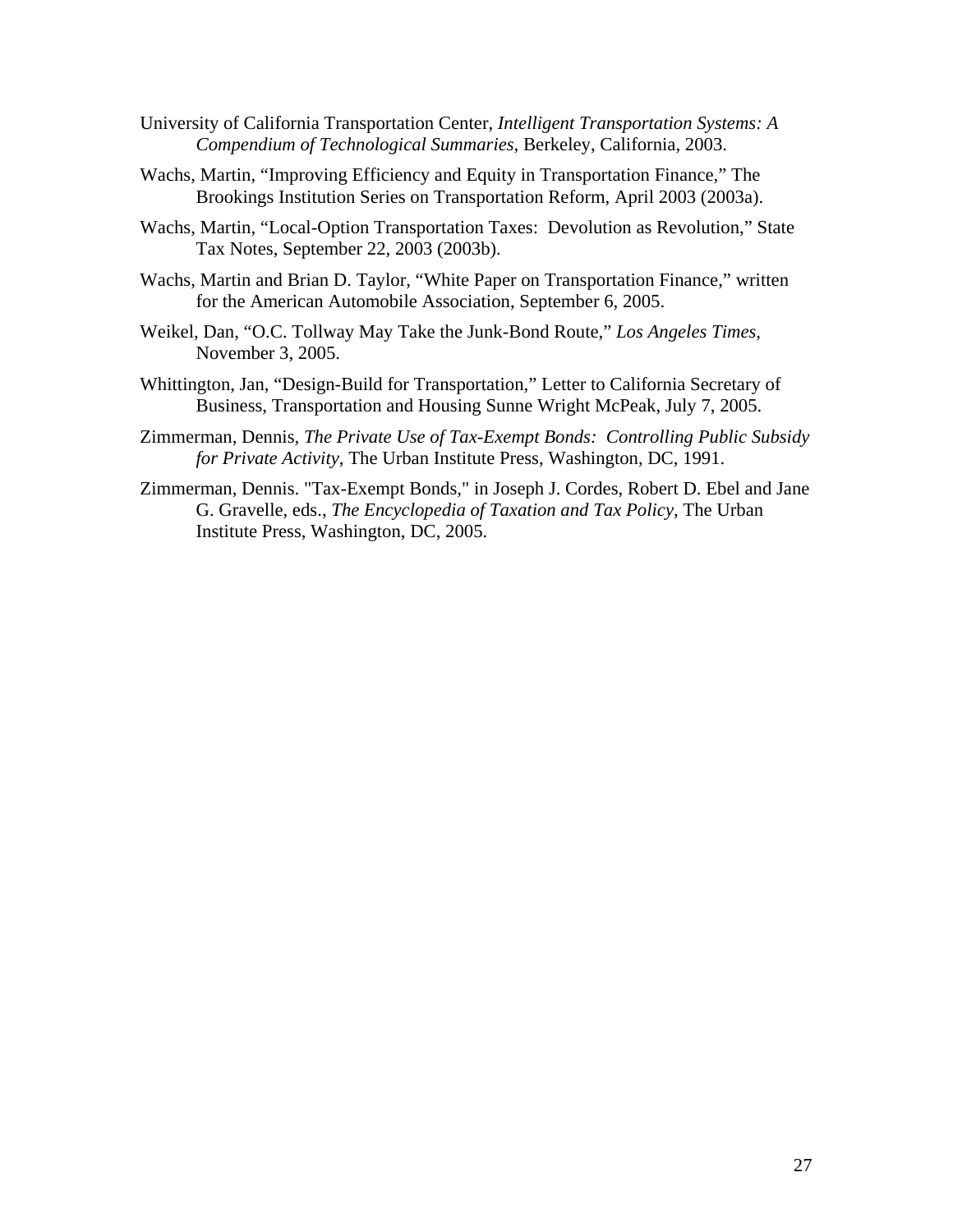University of California Transportation Center, *Intelligent Transportation Systems: A Compendium of Technological Summaries*, Berkeley, California, 2003.

Wachs, Martin, "Improving Efficiency and Equity in Transportation Finance," The Brookings Institution Series on Transportation Reform, April 2003 (2003a).

Wachs, Martin, "Local-Option Transportation Taxes: Devolution as Revolution," State Tax Notes, September 22, 2003 (2003b).

Wachs, Martin and Brian D. Taylor, "White Paper on Transportation Finance," written for the American Automobile Association, September 6, 2005.

Weikel, Dan, "O.C. Tollway May Take the Junk-Bond Route," *Los Angeles Times*, November 3, 2005.

Whittington, Jan, "Design-Build for Transportation," Letter to California Secretary of Business, Transportation and Housing Sunne Wright McPeak, July 7, 2005.

Zimmerman, Dennis, *The Private Use of Tax-Exempt Bonds: Controlling Public Subsidy for Private Activity*, The Urban Institute Press, Washington, DC, 1991.

Zimmerman, Dennis. "Tax-Exempt Bonds," in Joseph J. Cordes, Robert D. Ebel and Jane G. Gravelle, eds., *The Encyclopedia of Taxation and Tax Policy*, The Urban Institute Press, Washington, DC, 2005.